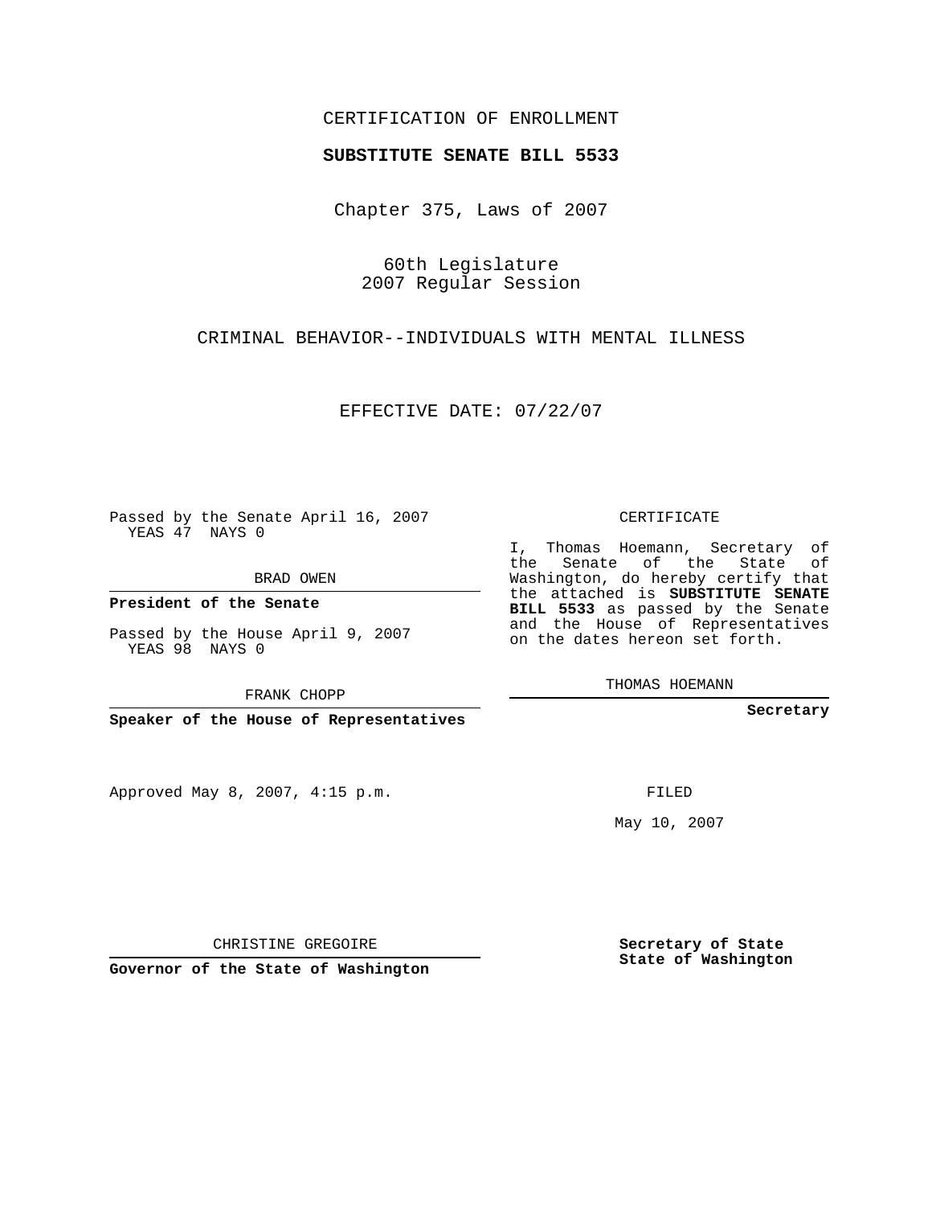CERTIFICATION OF ENROLLMENT

**SUBSTITUTE SENATE BILL 5533**

Chapter 375, Laws of 2007

60th Legislature
2007 Regular Session

CRIMINAL BEHAVIOR--INDIVIDUALS WITH MENTAL ILLNESS

EFFECTIVE DATE: 07/22/07

Passed by the Senate April 16, 2007
YEAS 47 NAYS 0

BRAD OWEN

**President of the Senate**

Passed by the House April 9, 2007
YEAS 98 NAYS 0

FRANK CHOPP

**Speaker of the House of Representatives**

CERTIFICATE

I, Thomas Hoemann, Secretary of the Senate of the State of Washington, do hereby certify that the attached is **SUBSTITUTE SENATE BILL 5533** as passed by the Senate and the House of Representatives on the dates hereon set forth.

THOMAS HOEMANN

**Secretary**

Approved May 8, 2007, 4:15 p.m.

FILED

May 10, 2007

CHRISTINE GREGOIRE

**Governor of the State of Washington**

**Secretary of State**
**State of Washington**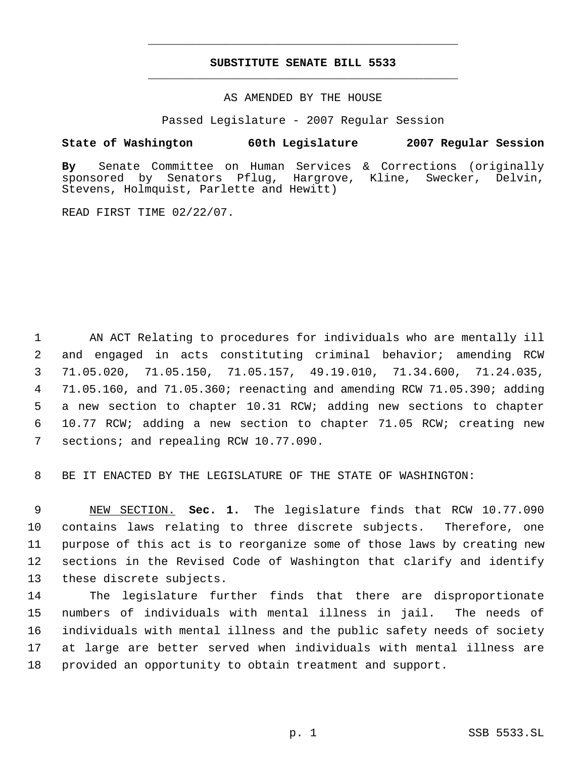**SUBSTITUTE SENATE BILL 5533**

AS AMENDED BY THE HOUSE

Passed Legislature - 2007 Regular Session

**State of Washington 60th Legislature 2007 Regular Session**

**By** Senate Committee on Human Services & Corrections (originally sponsored by Senators Pflug, Hargrove, Kline, Swecker, Delvin, Stevens, Holmquist, Parlette and Hewitt)

READ FIRST TIME 02/22/07.

AN ACT Relating to procedures for individuals who are mentally ill and engaged in acts constituting criminal behavior; amending RCW 71.05.020, 71.05.150, 71.05.157, 49.19.010, 71.34.600, 71.24.035, 71.05.160, and 71.05.360; reenacting and amending RCW 71.05.390; adding a new section to chapter 10.31 RCW; adding new sections to chapter 10.77 RCW; adding a new section to chapter 71.05 RCW; creating new sections; and repealing RCW 10.77.090.

BE IT ENACTED BY THE LEGISLATURE OF THE STATE OF WASHINGTON:

NEW SECTION. **Sec. 1.** The legislature finds that RCW 10.77.090 contains laws relating to three discrete subjects. Therefore, one purpose of this act is to reorganize some of those laws by creating new sections in the Revised Code of Washington that clarify and identify these discrete subjects.

The legislature further finds that there are disproportionate numbers of individuals with mental illness in jail. The needs of individuals with mental illness and the public safety needs of society at large are better served when individuals with mental illness are provided an opportunity to obtain treatment and support.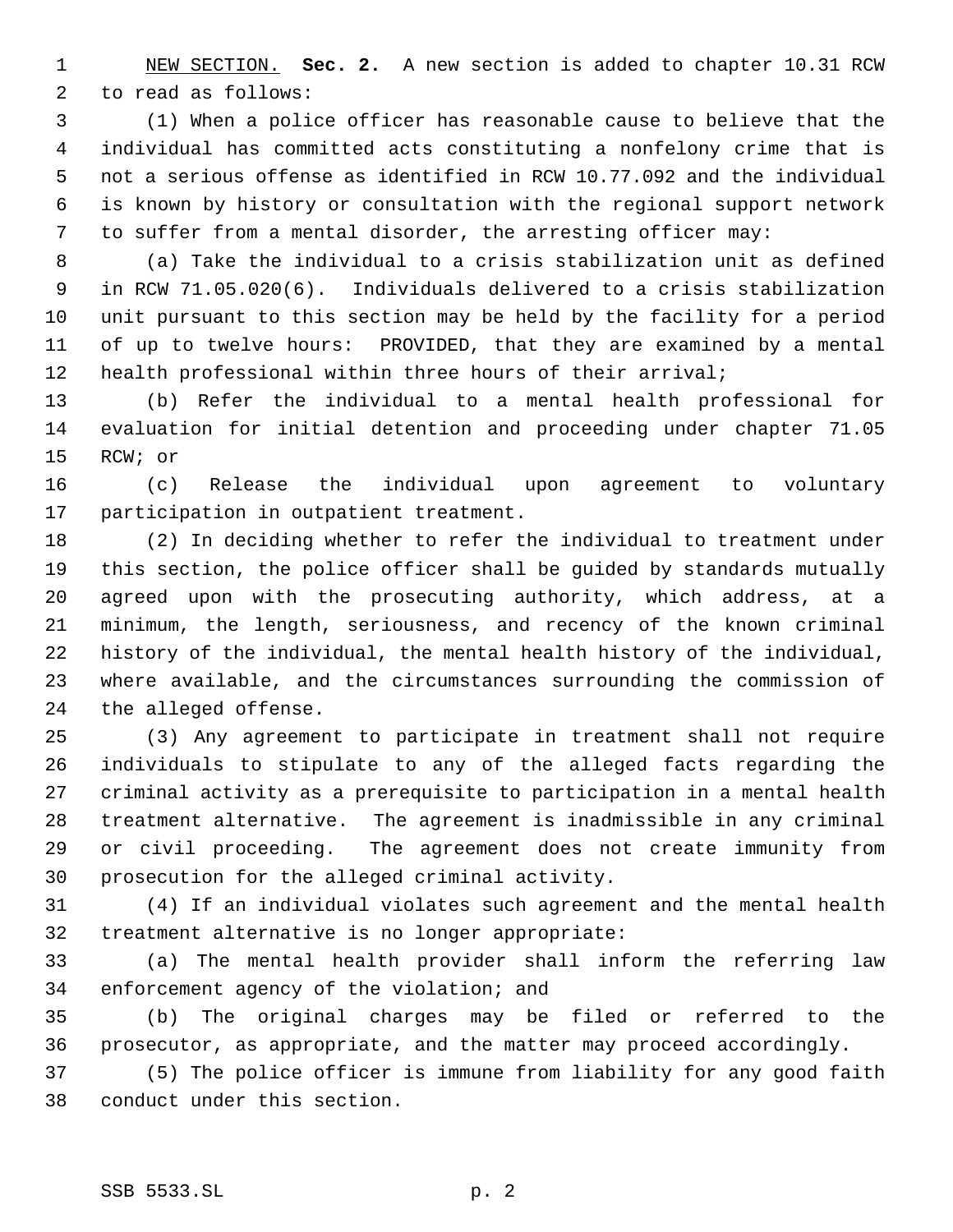NEW SECTION. **Sec. 2.** A new section is added to chapter 10.31 RCW to read as follows:

(1) When a police officer has reasonable cause to believe that the individual has committed acts constituting a nonfelony crime that is not a serious offense as identified in RCW 10.77.092 and the individual is known by history or consultation with the regional support network to suffer from a mental disorder, the arresting officer may:

(a) Take the individual to a crisis stabilization unit as defined in RCW 71.05.020(6). Individuals delivered to a crisis stabilization unit pursuant to this section may be held by the facility for a period of up to twelve hours: PROVIDED, that they are examined by a mental health professional within three hours of their arrival;

(b) Refer the individual to a mental health professional for evaluation for initial detention and proceeding under chapter 71.05 RCW; or

(c) Release the individual upon agreement to voluntary participation in outpatient treatment.

(2) In deciding whether to refer the individual to treatment under this section, the police officer shall be guided by standards mutually agreed upon with the prosecuting authority, which address, at a minimum, the length, seriousness, and recency of the known criminal history of the individual, the mental health history of the individual, where available, and the circumstances surrounding the commission of the alleged offense.

(3) Any agreement to participate in treatment shall not require individuals to stipulate to any of the alleged facts regarding the criminal activity as a prerequisite to participation in a mental health treatment alternative. The agreement is inadmissible in any criminal or civil proceeding. The agreement does not create immunity from prosecution for the alleged criminal activity.

(4) If an individual violates such agreement and the mental health treatment alternative is no longer appropriate:

(a) The mental health provider shall inform the referring law enforcement agency of the violation; and

(b) The original charges may be filed or referred to the prosecutor, as appropriate, and the matter may proceed accordingly.

(5) The police officer is immune from liability for any good faith conduct under this section.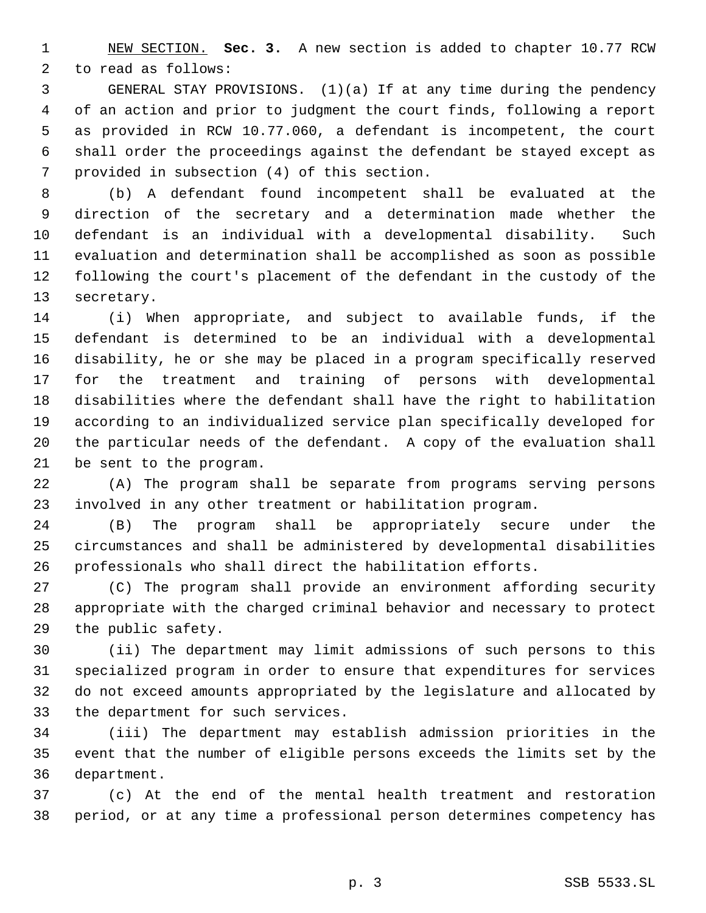NEW SECTION. **Sec. 3.** A new section is added to chapter 10.77 RCW to read as follows:

GENERAL STAY PROVISIONS. (1)(a) If at any time during the pendency of an action and prior to judgment the court finds, following a report as provided in RCW 10.77.060, a defendant is incompetent, the court shall order the proceedings against the defendant be stayed except as provided in subsection (4) of this section.

(b) A defendant found incompetent shall be evaluated at the direction of the secretary and a determination made whether the defendant is an individual with a developmental disability. Such evaluation and determination shall be accomplished as soon as possible following the court's placement of the defendant in the custody of the secretary.

(i) When appropriate, and subject to available funds, if the defendant is determined to be an individual with a developmental disability, he or she may be placed in a program specifically reserved for the treatment and training of persons with developmental disabilities where the defendant shall have the right to habilitation according to an individualized service plan specifically developed for the particular needs of the defendant. A copy of the evaluation shall be sent to the program.

(A) The program shall be separate from programs serving persons involved in any other treatment or habilitation program.

(B) The program shall be appropriately secure under the circumstances and shall be administered by developmental disabilities professionals who shall direct the habilitation efforts.

(C) The program shall provide an environment affording security appropriate with the charged criminal behavior and necessary to protect the public safety.

(ii) The department may limit admissions of such persons to this specialized program in order to ensure that expenditures for services do not exceed amounts appropriated by the legislature and allocated by the department for such services.

(iii) The department may establish admission priorities in the event that the number of eligible persons exceeds the limits set by the department.

(c) At the end of the mental health treatment and restoration period, or at any time a professional person determines competency has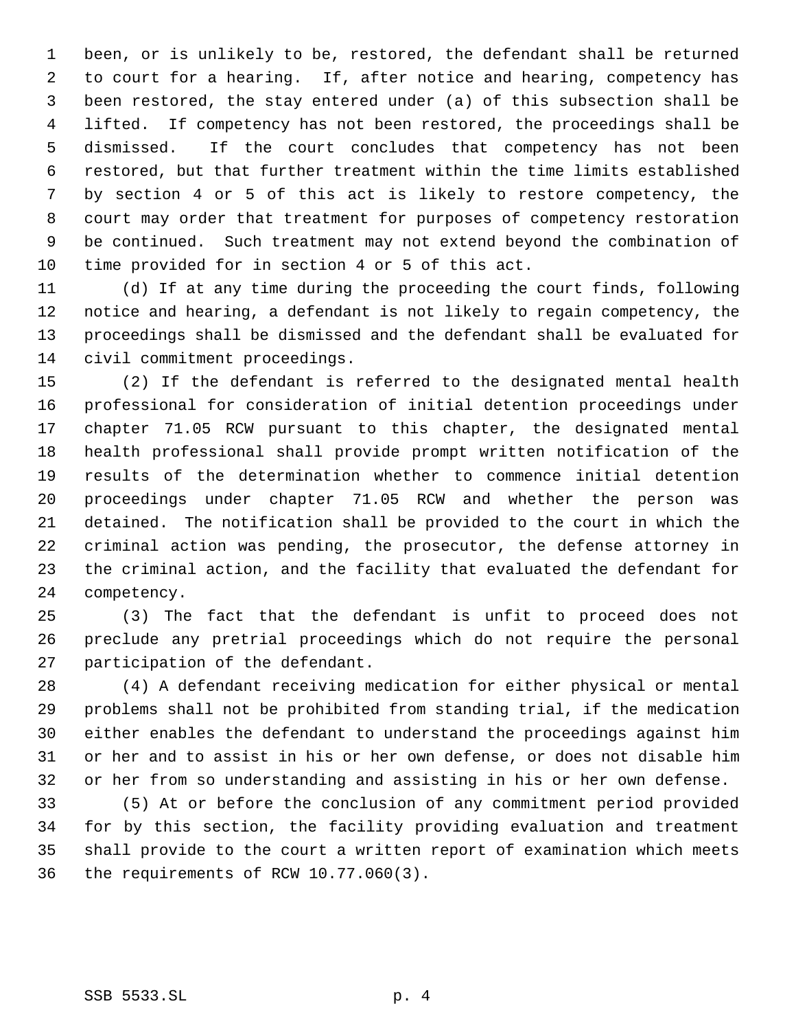been, or is unlikely to be, restored, the defendant shall be returned to court for a hearing. If, after notice and hearing, competency has been restored, the stay entered under (a) of this subsection shall be lifted. If competency has not been restored, the proceedings shall be dismissed. If the court concludes that competency has not been restored, but that further treatment within the time limits established by section 4 or 5 of this act is likely to restore competency, the court may order that treatment for purposes of competency restoration be continued. Such treatment may not extend beyond the combination of time provided for in section 4 or 5 of this act.

(d) If at any time during the proceeding the court finds, following notice and hearing, a defendant is not likely to regain competency, the proceedings shall be dismissed and the defendant shall be evaluated for civil commitment proceedings.

(2) If the defendant is referred to the designated mental health professional for consideration of initial detention proceedings under chapter 71.05 RCW pursuant to this chapter, the designated mental health professional shall provide prompt written notification of the results of the determination whether to commence initial detention proceedings under chapter 71.05 RCW and whether the person was detained. The notification shall be provided to the court in which the criminal action was pending, the prosecutor, the defense attorney in the criminal action, and the facility that evaluated the defendant for competency.

(3) The fact that the defendant is unfit to proceed does not preclude any pretrial proceedings which do not require the personal participation of the defendant.

(4) A defendant receiving medication for either physical or mental problems shall not be prohibited from standing trial, if the medication either enables the defendant to understand the proceedings against him or her and to assist in his or her own defense, or does not disable him or her from so understanding and assisting in his or her own defense.

(5) At or before the conclusion of any commitment period provided for by this section, the facility providing evaluation and treatment shall provide to the court a written report of examination which meets the requirements of RCW 10.77.060(3).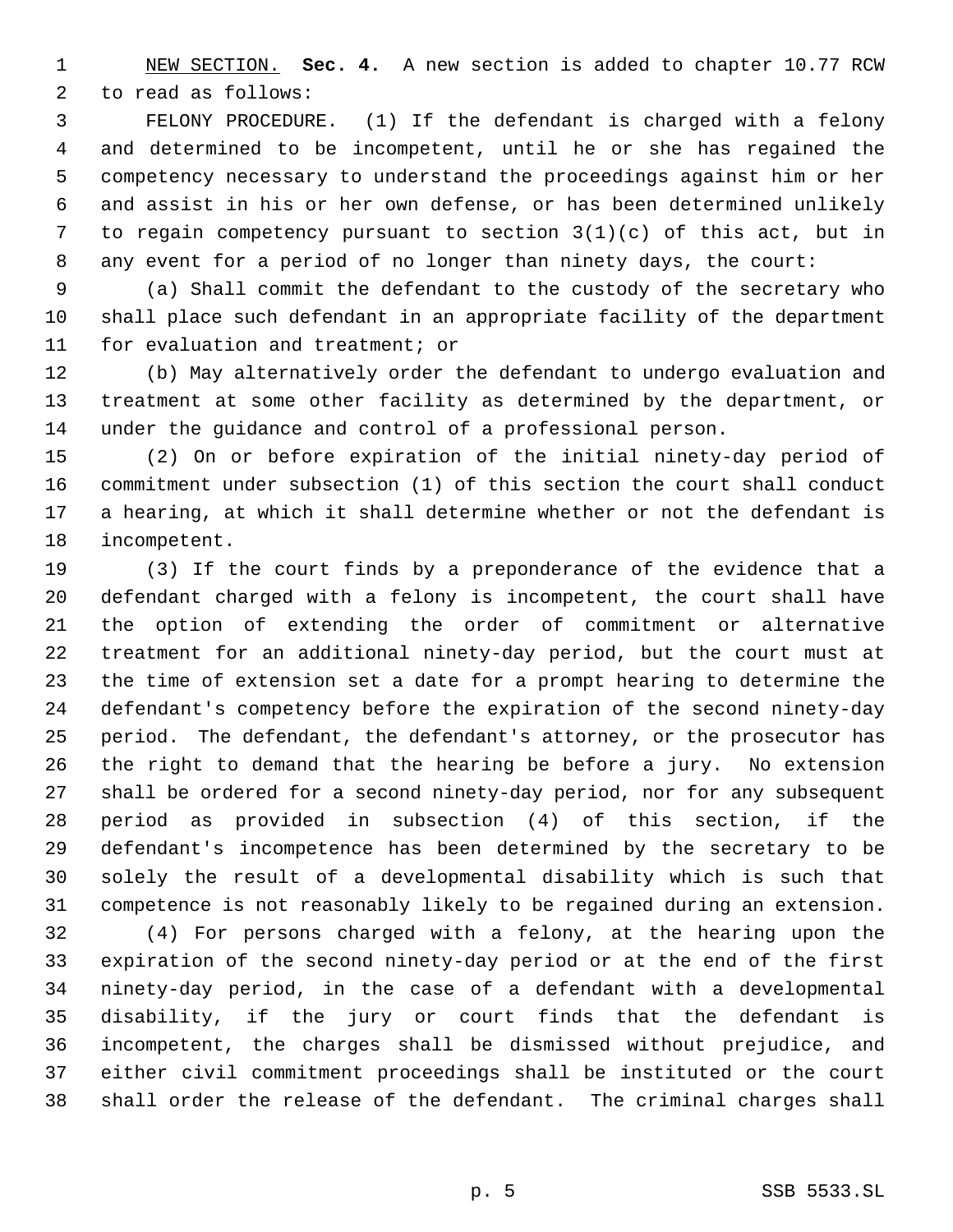NEW SECTION. **Sec. 4.** A new section is added to chapter 10.77 RCW to read as follows:

FELONY PROCEDURE. (1) If the defendant is charged with a felony and determined to be incompetent, until he or she has regained the competency necessary to understand the proceedings against him or her and assist in his or her own defense, or has been determined unlikely to regain competency pursuant to section 3(1)(c) of this act, but in any event for a period of no longer than ninety days, the court:

(a) Shall commit the defendant to the custody of the secretary who shall place such defendant in an appropriate facility of the department for evaluation and treatment; or

(b) May alternatively order the defendant to undergo evaluation and treatment at some other facility as determined by the department, or under the guidance and control of a professional person.

(2) On or before expiration of the initial ninety-day period of commitment under subsection (1) of this section the court shall conduct a hearing, at which it shall determine whether or not the defendant is incompetent.

(3) If the court finds by a preponderance of the evidence that a defendant charged with a felony is incompetent, the court shall have the option of extending the order of commitment or alternative treatment for an additional ninety-day period, but the court must at the time of extension set a date for a prompt hearing to determine the defendant's competency before the expiration of the second ninety-day period. The defendant, the defendant's attorney, or the prosecutor has the right to demand that the hearing be before a jury. No extension shall be ordered for a second ninety-day period, nor for any subsequent period as provided in subsection (4) of this section, if the defendant's incompetence has been determined by the secretary to be solely the result of a developmental disability which is such that competence is not reasonably likely to be regained during an extension.

(4) For persons charged with a felony, at the hearing upon the expiration of the second ninety-day period or at the end of the first ninety-day period, in the case of a defendant with a developmental disability, if the jury or court finds that the defendant is incompetent, the charges shall be dismissed without prejudice, and either civil commitment proceedings shall be instituted or the court shall order the release of the defendant. The criminal charges shall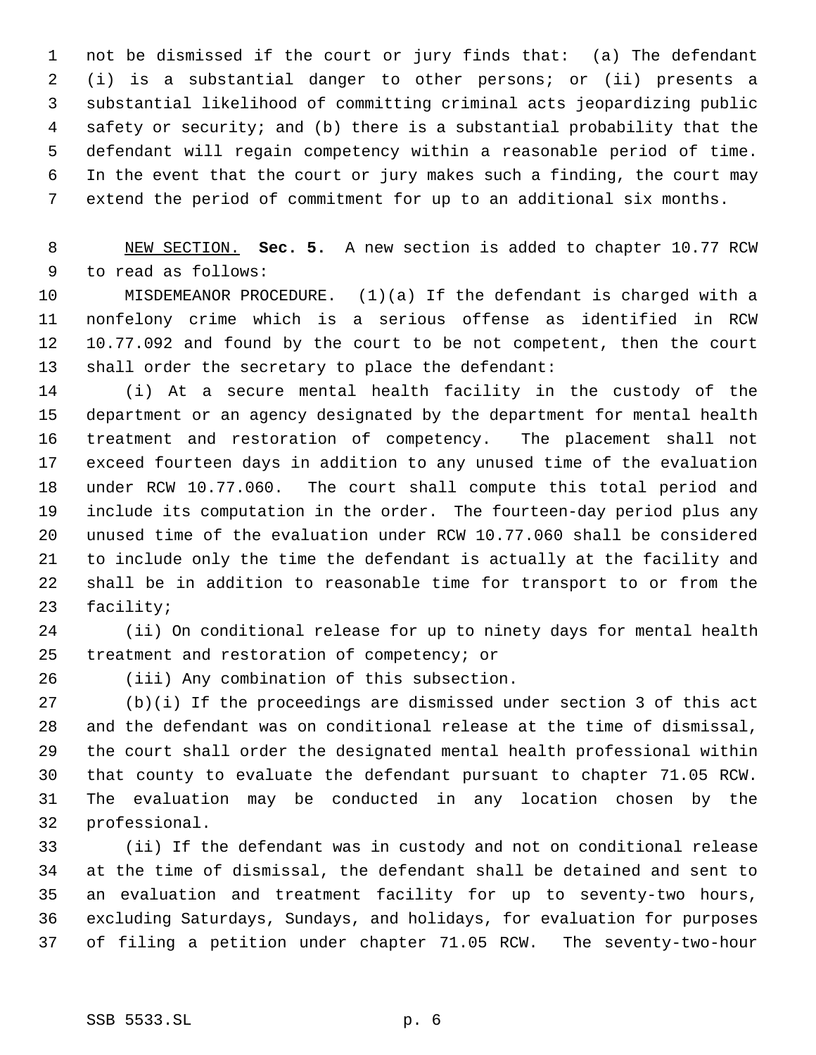not be dismissed if the court or jury finds that: (a) The defendant (i) is a substantial danger to other persons; or (ii) presents a substantial likelihood of committing criminal acts jeopardizing public safety or security; and (b) there is a substantial probability that the defendant will regain competency within a reasonable period of time. In the event that the court or jury makes such a finding, the court may extend the period of commitment for up to an additional six months.

NEW SECTION. **Sec. 5.** A new section is added to chapter 10.77 RCW to read as follows:

MISDEMEANOR PROCEDURE. (1)(a) If the defendant is charged with a nonfelony crime which is a serious offense as identified in RCW 10.77.092 and found by the court to be not competent, then the court shall order the secretary to place the defendant:

(i) At a secure mental health facility in the custody of the department or an agency designated by the department for mental health treatment and restoration of competency. The placement shall not exceed fourteen days in addition to any unused time of the evaluation under RCW 10.77.060. The court shall compute this total period and include its computation in the order. The fourteen-day period plus any unused time of the evaluation under RCW 10.77.060 shall be considered to include only the time the defendant is actually at the facility and shall be in addition to reasonable time for transport to or from the facility;

(ii) On conditional release for up to ninety days for mental health treatment and restoration of competency; or

(iii) Any combination of this subsection.

(b)(i) If the proceedings are dismissed under section 3 of this act and the defendant was on conditional release at the time of dismissal, the court shall order the designated mental health professional within that county to evaluate the defendant pursuant to chapter 71.05 RCW. The evaluation may be conducted in any location chosen by the professional.

(ii) If the defendant was in custody and not on conditional release at the time of dismissal, the defendant shall be detained and sent to an evaluation and treatment facility for up to seventy-two hours, excluding Saturdays, Sundays, and holidays, for evaluation for purposes of filing a petition under chapter 71.05 RCW. The seventy-two-hour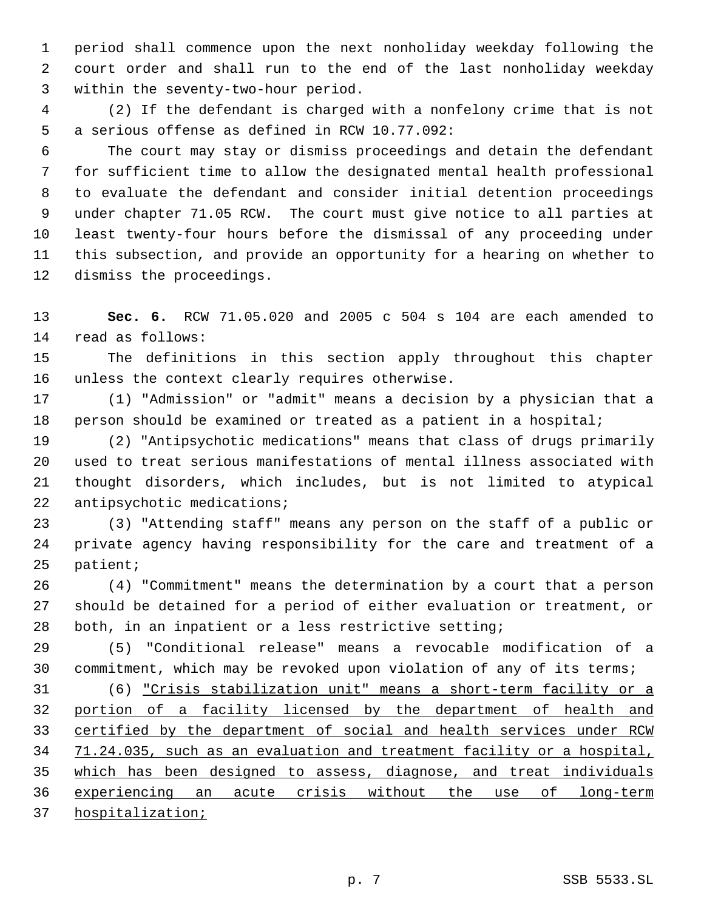period shall commence upon the next nonholiday weekday following the court order and shall run to the end of the last nonholiday weekday within the seventy-two-hour period.

(2) If the defendant is charged with a nonfelony crime that is not a serious offense as defined in RCW 10.77.092:

The court may stay or dismiss proceedings and detain the defendant for sufficient time to allow the designated mental health professional to evaluate the defendant and consider initial detention proceedings under chapter 71.05 RCW. The court must give notice to all parties at least twenty-four hours before the dismissal of any proceeding under this subsection, and provide an opportunity for a hearing on whether to dismiss the proceedings.

**Sec. 6.** RCW 71.05.020 and 2005 c 504 s 104 are each amended to read as follows:

The definitions in this section apply throughout this chapter unless the context clearly requires otherwise.

(1) "Admission" or "admit" means a decision by a physician that a person should be examined or treated as a patient in a hospital;

(2) "Antipsychotic medications" means that class of drugs primarily used to treat serious manifestations of mental illness associated with thought disorders, which includes, but is not limited to atypical antipsychotic medications;

(3) "Attending staff" means any person on the staff of a public or private agency having responsibility for the care and treatment of a patient;

(4) "Commitment" means the determination by a court that a person should be detained for a period of either evaluation or treatment, or both, in an inpatient or a less restrictive setting;

(5) "Conditional release" means a revocable modification of a commitment, which may be revoked upon violation of any of its terms;

(6) <u>"Crisis stabilization unit" means a short-term facility or a portion of a facility licensed by the department of health and certified by the department of social and health services under RCW 71.24.035, such as an evaluation and treatment facility or a hospital, which has been designed to assess, diagnose, and treat individuals experiencing an acute crisis without the use of long-term hospitalization;</u>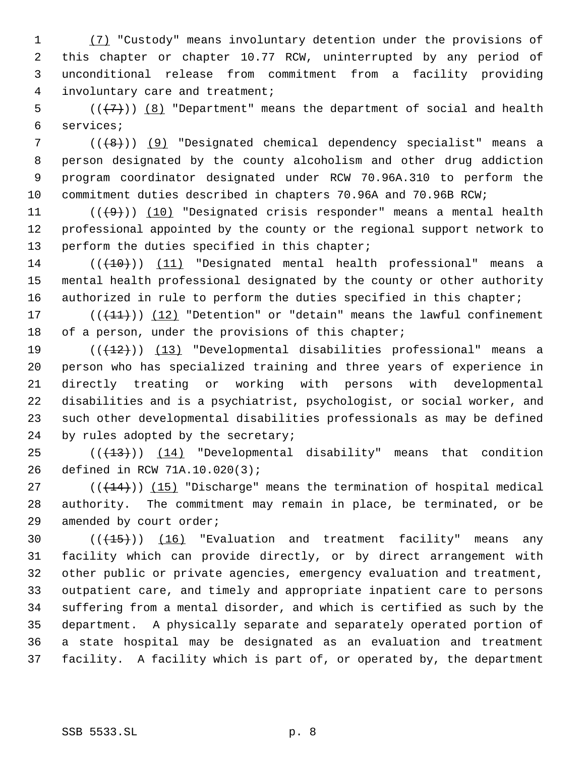(7) "Custody" means involuntary detention under the provisions of this chapter or chapter 10.77 RCW, uninterrupted by any period of unconditional release from commitment from a facility providing involuntary care and treatment;

(((7))) (8) "Department" means the department of social and health services;

(((8))) (9) "Designated chemical dependency specialist" means a person designated by the county alcoholism and other drug addiction program coordinator designated under RCW 70.96A.310 to perform the commitment duties described in chapters 70.96A and 70.96B RCW;

(((9))) (10) "Designated crisis responder" means a mental health professional appointed by the county or the regional support network to perform the duties specified in this chapter;

(((10))) (11) "Designated mental health professional" means a mental health professional designated by the county or other authority authorized in rule to perform the duties specified in this chapter;

(((11))) (12) "Detention" or "detain" means the lawful confinement of a person, under the provisions of this chapter;

(((12))) (13) "Developmental disabilities professional" means a person who has specialized training and three years of experience in directly treating or working with persons with developmental disabilities and is a psychiatrist, psychologist, or social worker, and such other developmental disabilities professionals as may be defined by rules adopted by the secretary;

(((13))) (14) "Developmental disability" means that condition defined in RCW 71A.10.020(3);

(((14))) (15) "Discharge" means the termination of hospital medical authority. The commitment may remain in place, be terminated, or be amended by court order;

(((15))) (16) "Evaluation and treatment facility" means any facility which can provide directly, or by direct arrangement with other public or private agencies, emergency evaluation and treatment, outpatient care, and timely and appropriate inpatient care to persons suffering from a mental disorder, and which is certified as such by the department. A physically separate and separately operated portion of a state hospital may be designated as an evaluation and treatment facility. A facility which is part of, or operated by, the department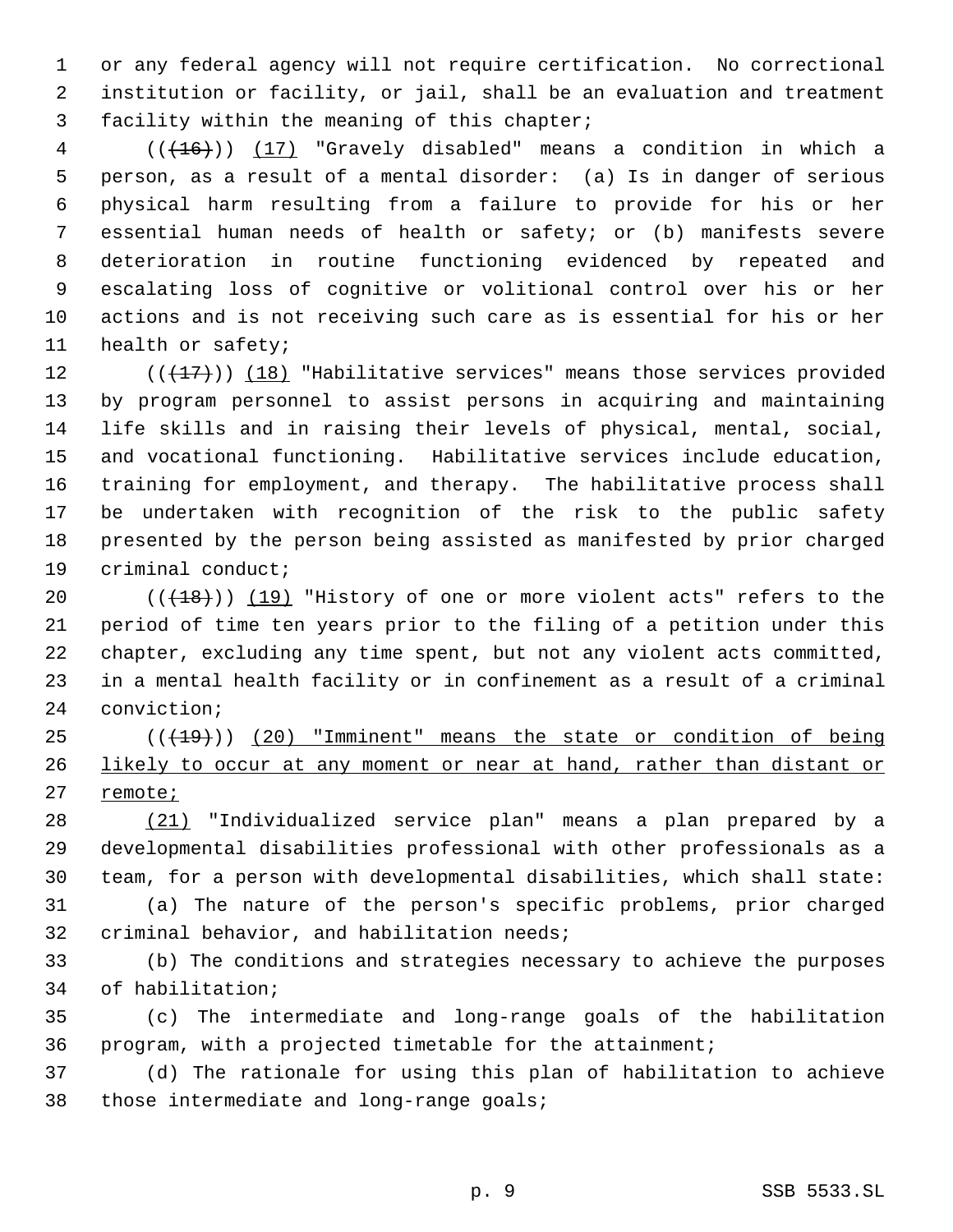or any federal agency will not require certification. No correctional institution or facility, or jail, shall be an evaluation and treatment facility within the meaning of this chapter;

(((16))) (17) "Gravely disabled" means a condition in which a person, as a result of a mental disorder: (a) Is in danger of serious physical harm resulting from a failure to provide for his or her essential human needs of health or safety; or (b) manifests severe deterioration in routine functioning evidenced by repeated and escalating loss of cognitive or volitional control over his or her actions and is not receiving such care as is essential for his or her health or safety;

(((17))) (18) "Habilitative services" means those services provided by program personnel to assist persons in acquiring and maintaining life skills and in raising their levels of physical, mental, social, and vocational functioning. Habilitative services include education, training for employment, and therapy. The habilitative process shall be undertaken with recognition of the risk to the public safety presented by the person being assisted as manifested by prior charged criminal conduct;

(((18))) (19) "History of one or more violent acts" refers to the period of time ten years prior to the filing of a petition under this chapter, excluding any time spent, but not any violent acts committed, in a mental health facility or in confinement as a result of a criminal conviction;

(((19))) (20) "Imminent" means the state or condition of being likely to occur at any moment or near at hand, rather than distant or remote;

(21) "Individualized service plan" means a plan prepared by a developmental disabilities professional with other professionals as a team, for a person with developmental disabilities, which shall state:

(a) The nature of the person's specific problems, prior charged criminal behavior, and habilitation needs;

(b) The conditions and strategies necessary to achieve the purposes of habilitation;

(c) The intermediate and long-range goals of the habilitation program, with a projected timetable for the attainment;

(d) The rationale for using this plan of habilitation to achieve those intermediate and long-range goals;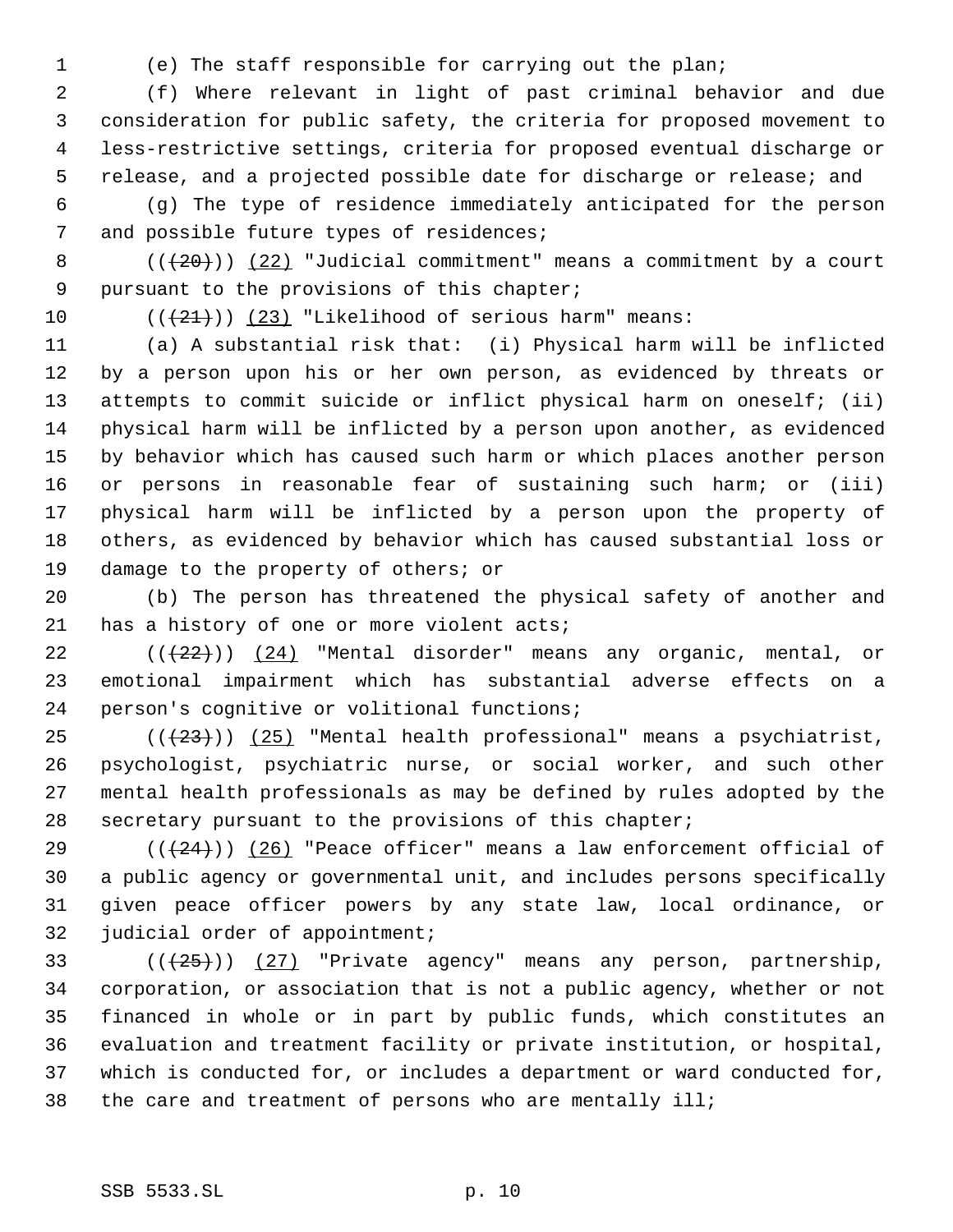(e) The staff responsible for carrying out the plan;

(f) Where relevant in light of past criminal behavior and due consideration for public safety, the criteria for proposed movement to less-restrictive settings, criteria for proposed eventual discharge or release, and a projected possible date for discharge or release; and

(g) The type of residence immediately anticipated for the person and possible future types of residences;

(((20))) (22) "Judicial commitment" means a commitment by a court pursuant to the provisions of this chapter;

(((21))) (23) "Likelihood of serious harm" means:

(a) A substantial risk that: (i) Physical harm will be inflicted by a person upon his or her own person, as evidenced by threats or attempts to commit suicide or inflict physical harm on oneself; (ii) physical harm will be inflicted by a person upon another, as evidenced by behavior which has caused such harm or which places another person or persons in reasonable fear of sustaining such harm; or (iii) physical harm will be inflicted by a person upon the property of others, as evidenced by behavior which has caused substantial loss or damage to the property of others; or

(b) The person has threatened the physical safety of another and has a history of one or more violent acts;

(((22))) (24) "Mental disorder" means any organic, mental, or emotional impairment which has substantial adverse effects on a person's cognitive or volitional functions;

(((23))) (25) "Mental health professional" means a psychiatrist, psychologist, psychiatric nurse, or social worker, and such other mental health professionals as may be defined by rules adopted by the secretary pursuant to the provisions of this chapter;

(((24))) (26) "Peace officer" means a law enforcement official of a public agency or governmental unit, and includes persons specifically given peace officer powers by any state law, local ordinance, or judicial order of appointment;

(((25))) (27) "Private agency" means any person, partnership, corporation, or association that is not a public agency, whether or not financed in whole or in part by public funds, which constitutes an evaluation and treatment facility or private institution, or hospital, which is conducted for, or includes a department or ward conducted for, the care and treatment of persons who are mentally ill;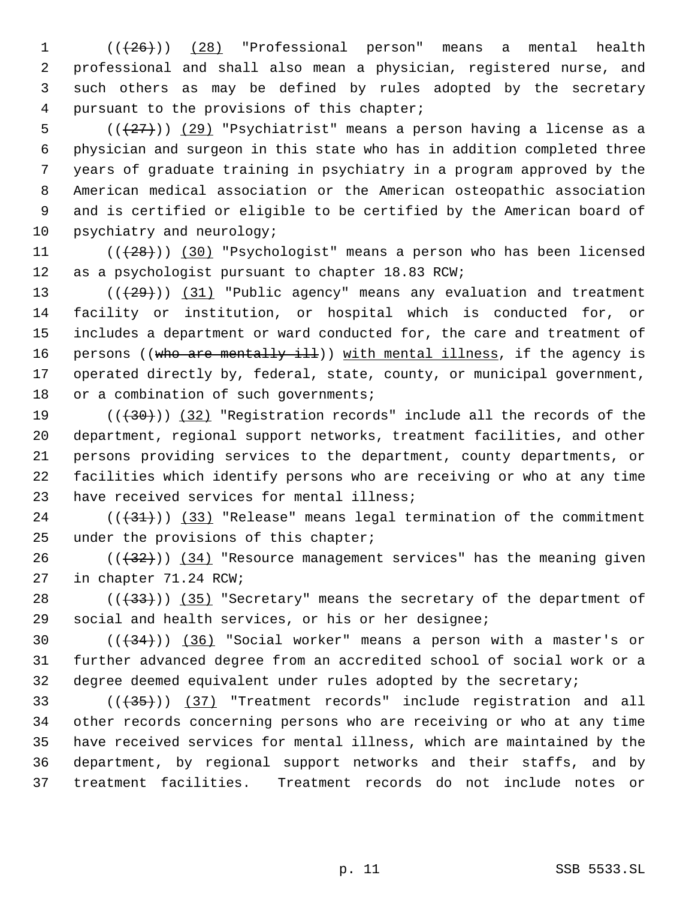((~~(26)~~)) <u>(28)</u> "Professional person" means a mental health professional and shall also mean a physician, registered nurse, and such others as may be defined by rules adopted by the secretary pursuant to the provisions of this chapter;

((~~(27)~~)) <u>(29)</u> "Psychiatrist" means a person having a license as a physician and surgeon in this state who has in addition completed three years of graduate training in psychiatry in a program approved by the American medical association or the American osteopathic association and is certified or eligible to be certified by the American board of psychiatry and neurology;

((~~(28)~~)) <u>(30)</u> "Psychologist" means a person who has been licensed as a psychologist pursuant to chapter 18.83 RCW;

((~~(29)~~)) <u>(31)</u> "Public agency" means any evaluation and treatment facility or institution, or hospital which is conducted for, or includes a department or ward conducted for, the care and treatment of persons ((~~who are mentally ill~~)) <u>with mental illness</u>, if the agency is operated directly by, federal, state, county, or municipal government, or a combination of such governments;

((~~(30)~~)) <u>(32)</u> "Registration records" include all the records of the department, regional support networks, treatment facilities, and other persons providing services to the department, county departments, or facilities which identify persons who are receiving or who at any time have received services for mental illness;

((~~(31)~~)) <u>(33)</u> "Release" means legal termination of the commitment under the provisions of this chapter;

((~~(32)~~)) <u>(34)</u> "Resource management services" has the meaning given in chapter 71.24 RCW;

((~~(33)~~)) <u>(35)</u> "Secretary" means the secretary of the department of social and health services, or his or her designee;

((~~(34)~~)) <u>(36)</u> "Social worker" means a person with a master's or further advanced degree from an accredited school of social work or a degree deemed equivalent under rules adopted by the secretary;

((~~(35)~~)) <u>(37)</u> "Treatment records" include registration and all other records concerning persons who are receiving or who at any time have received services for mental illness, which are maintained by the department, by regional support networks and their staffs, and by treatment facilities. Treatment records do not include notes or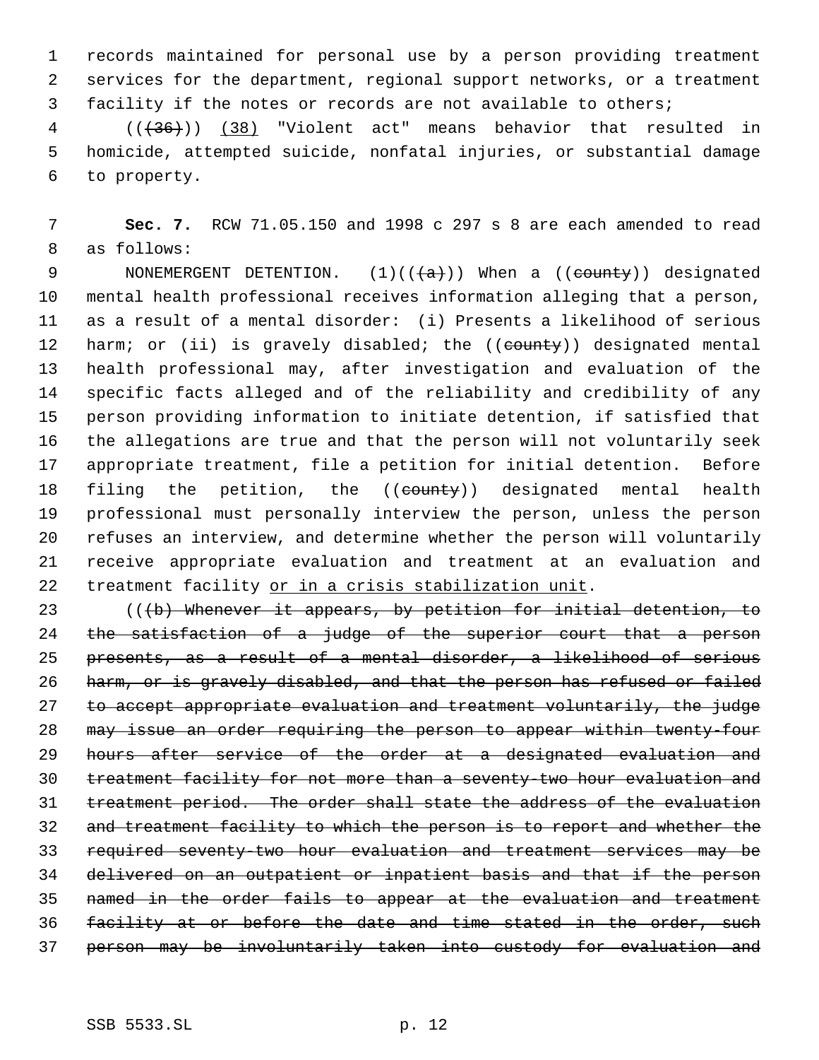records maintained for personal use by a person providing treatment services for the department, regional support networks, or a treatment facility if the notes or records are not available to others;

(( ~~(36)~~ )) <u>(38)</u> "Violent act" means behavior that resulted in homicide, attempted suicide, nonfatal injuries, or substantial damage to property.

**Sec. 7.** RCW 71.05.150 and 1998 c 297 s 8 are each amended to read as follows:

NONEMERGENT DETENTION. (1)(( ~~(a)~~ )) When a (( ~~county~~ )) designated mental health professional receives information alleging that a person, as a result of a mental disorder: (i) Presents a likelihood of serious harm; or (ii) is gravely disabled; the (( ~~county~~ )) designated mental health professional may, after investigation and evaluation of the specific facts alleged and of the reliability and credibility of any person providing information to initiate detention, if satisfied that the allegations are true and that the person will not voluntarily seek appropriate treatment, file a petition for initial detention. Before filing the petition, the (( ~~county~~ )) designated mental health professional must personally interview the person, unless the person refuses an interview, and determine whether the person will voluntarily receive appropriate evaluation and treatment at an evaluation and treatment facility <u>or in a crisis stabilization unit</u>.

(( ~~(b) Whenever it appears, by petition for initial detention, to the satisfaction of a judge of the superior court that a person presents, as a result of a mental disorder, a likelihood of serious harm, or is gravely disabled, and that the person has refused or failed to accept appropriate evaluation and treatment voluntarily, the judge may issue an order requiring the person to appear within twenty-four hours after service of the order at a designated evaluation and treatment facility for not more than a seventy-two hour evaluation and treatment period. The order shall state the address of the evaluation and treatment facility to which the person is to report and whether the required seventy-two hour evaluation and treatment services may be delivered on an outpatient or inpatient basis and that if the person named in the order fails to appear at the evaluation and treatment facility at or before the date and time stated in the order, such person may be involuntarily taken into custody for evaluation and~~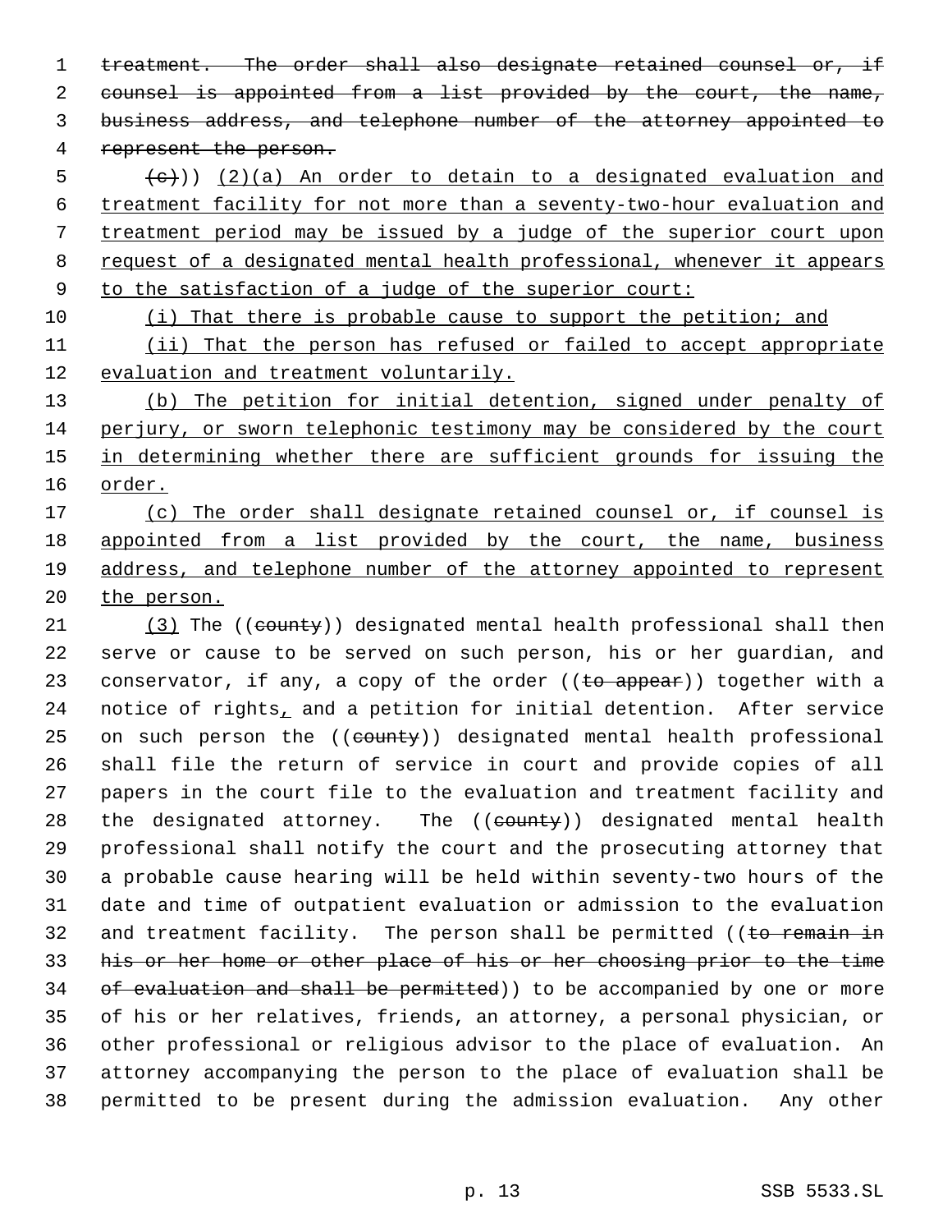~~treatment. The order shall also designate retained counsel or, if counsel is appointed from a list provided by the court, the name, business address, and telephone number of the attorney appointed to represent the person.~~

~~(c)~~)) (2)(a) An order to detain to a designated evaluation and treatment facility for not more than a seventy-two-hour evaluation and treatment period may be issued by a judge of the superior court upon request of a designated mental health professional, whenever it appears to the satisfaction of a judge of the superior court:

(i) That there is probable cause to support the petition; and

(ii) That the person has refused or failed to accept appropriate evaluation and treatment voluntarily.

(b) The petition for initial detention, signed under penalty of perjury, or sworn telephonic testimony may be considered by the court in determining whether there are sufficient grounds for issuing the order.

(c) The order shall designate retained counsel or, if counsel is appointed from a list provided by the court, the name, business address, and telephone number of the attorney appointed to represent the person.

(3) The ((~~county~~)) designated mental health professional shall then serve or cause to be served on such person, his or her guardian, and conservator, if any, a copy of the order ((~~to appear~~)) together with a notice of rights, and a petition for initial detention. After service on such person the ((~~county~~)) designated mental health professional shall file the return of service in court and provide copies of all papers in the court file to the evaluation and treatment facility and the designated attorney. The ((~~county~~)) designated mental health professional shall notify the court and the prosecuting attorney that a probable cause hearing will be held within seventy-two hours of the date and time of outpatient evaluation or admission to the evaluation and treatment facility. The person shall be permitted ((~~to remain in his or her home or other place of his or her choosing prior to the time of evaluation and shall be permitted~~)) to be accompanied by one or more of his or her relatives, friends, an attorney, a personal physician, or other professional or religious advisor to the place of evaluation. An attorney accompanying the person to the place of evaluation shall be permitted to be present during the admission evaluation. Any other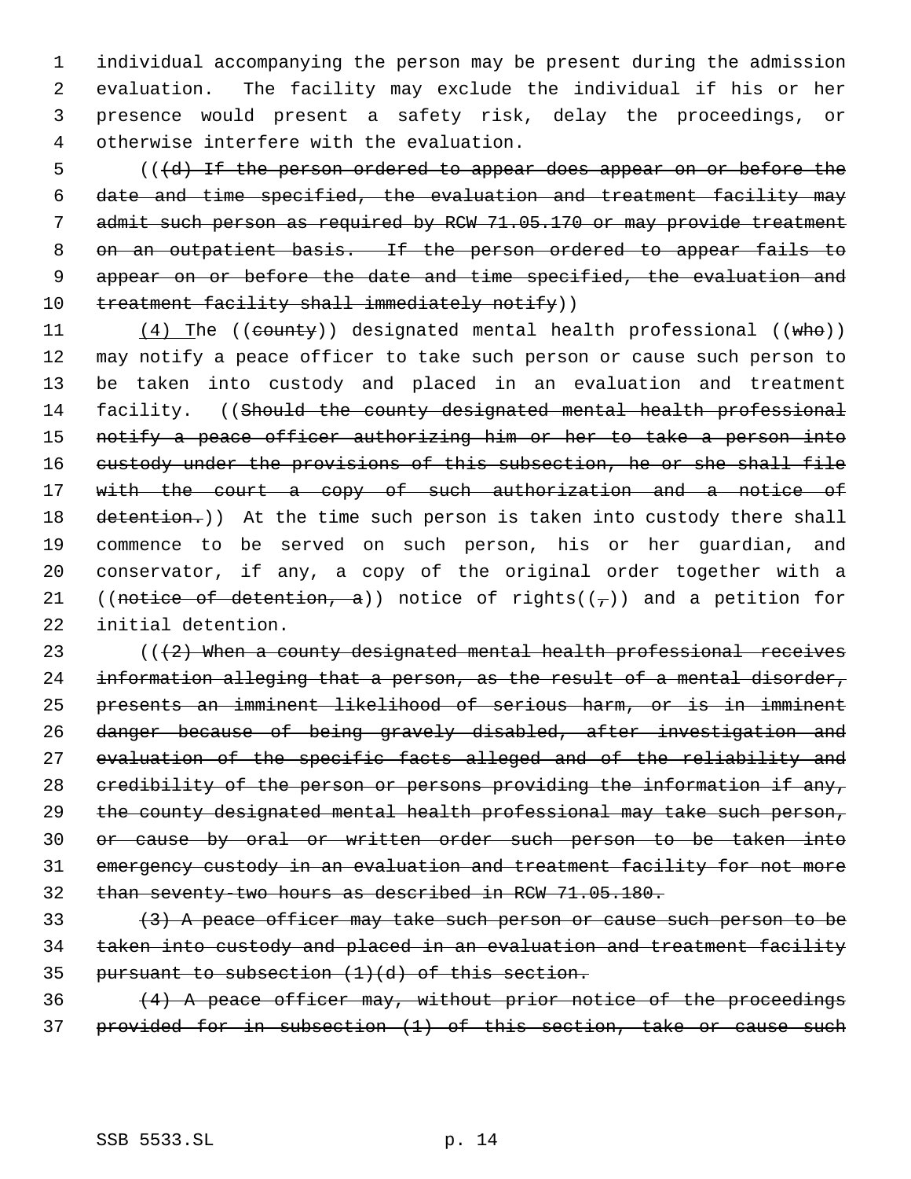individual accompanying the person may be present during the admission evaluation. The facility may exclude the individual if his or her presence would present a safety risk, delay the proceedings, or otherwise interfere with the evaluation.

~~((d) If the person ordered to appear does appear on or before the date and time specified, the evaluation and treatment facility may admit such person as required by RCW 71.05.170 or may provide treatment on an outpatient basis. If the person ordered to appear fails to appear on or before the date and time specified, the evaluation and treatment facility shall immediately notify)~~

(4) The ((~~county~~)) designated mental health professional ((~~who~~)) may notify a peace officer to take such person or cause such person to be taken into custody and placed in an evaluation and treatment facility. ((~~Should the county designated mental health professional notify a peace officer authorizing him or her to take a person into custody under the provisions of this subsection, he or she shall file with the court a copy of such authorization and a notice of detention.~~)) At the time such person is taken into custody there shall commence to be served on such person, his or her guardian, and conservator, if any, a copy of the original order together with a ((~~notice of detention, a~~)) notice of rights((~~,~~)) and a petition for initial detention.

((~~(2) When a county designated mental health professional receives information alleging that a person, as the result of a mental disorder, presents an imminent likelihood of serious harm, or is in imminent danger because of being gravely disabled, after investigation and evaluation of the specific facts alleged and of the reliability and credibility of the person or persons providing the information if any, the county designated mental health professional may take such person, or cause by oral or written order such person to be taken into emergency custody in an evaluation and treatment facility for not more than seventy-two hours as described in RCW 71.05.180.~~

~~(3) A peace officer may take such person or cause such person to be taken into custody and placed in an evaluation and treatment facility pursuant to subsection (1)(d) of this section.~~

~~(4) A peace officer may, without prior notice of the proceedings provided for in subsection (1) of this section, take or cause such~~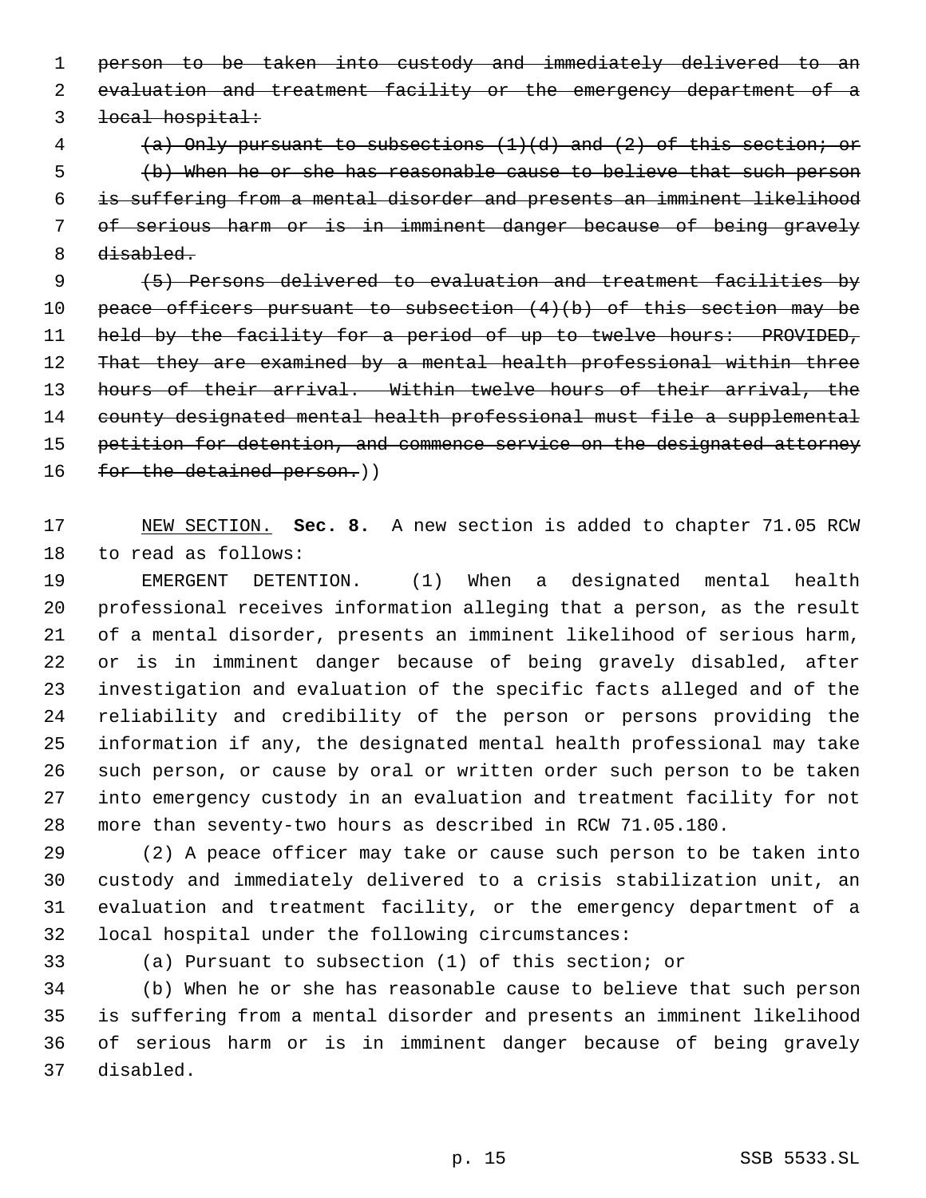~~person to be taken into custody and immediately delivered to an evaluation and treatment facility or the emergency department of a local hospital:~~

~~(a) Only pursuant to subsections (1)(d) and (2) of this section; or~~

~~(b) When he or she has reasonable cause to believe that such person is suffering from a mental disorder and presents an imminent likelihood of serious harm or is in imminent danger because of being gravely disabled.~~

~~(5) Persons delivered to evaluation and treatment facilities by peace officers pursuant to subsection (4)(b) of this section may be held by the facility for a period of up to twelve hours: PROVIDED, That they are examined by a mental health professional within three hours of their arrival. Within twelve hours of their arrival, the county designated mental health professional must file a supplemental petition for detention, and commence service on the designated attorney for the detained person.~~))

NEW SECTION. **Sec. 8.** A new section is added to chapter 71.05 RCW to read as follows:

EMERGENT DETENTION. (1) When a designated mental health professional receives information alleging that a person, as the result of a mental disorder, presents an imminent likelihood of serious harm, or is in imminent danger because of being gravely disabled, after investigation and evaluation of the specific facts alleged and of the reliability and credibility of the person or persons providing the information if any, the designated mental health professional may take such person, or cause by oral or written order such person to be taken into emergency custody in an evaluation and treatment facility for not more than seventy-two hours as described in RCW 71.05.180.

(2) A peace officer may take or cause such person to be taken into custody and immediately delivered to a crisis stabilization unit, an evaluation and treatment facility, or the emergency department of a local hospital under the following circumstances:

(a) Pursuant to subsection (1) of this section; or

(b) When he or she has reasonable cause to believe that such person is suffering from a mental disorder and presents an imminent likelihood of serious harm or is in imminent danger because of being gravely disabled.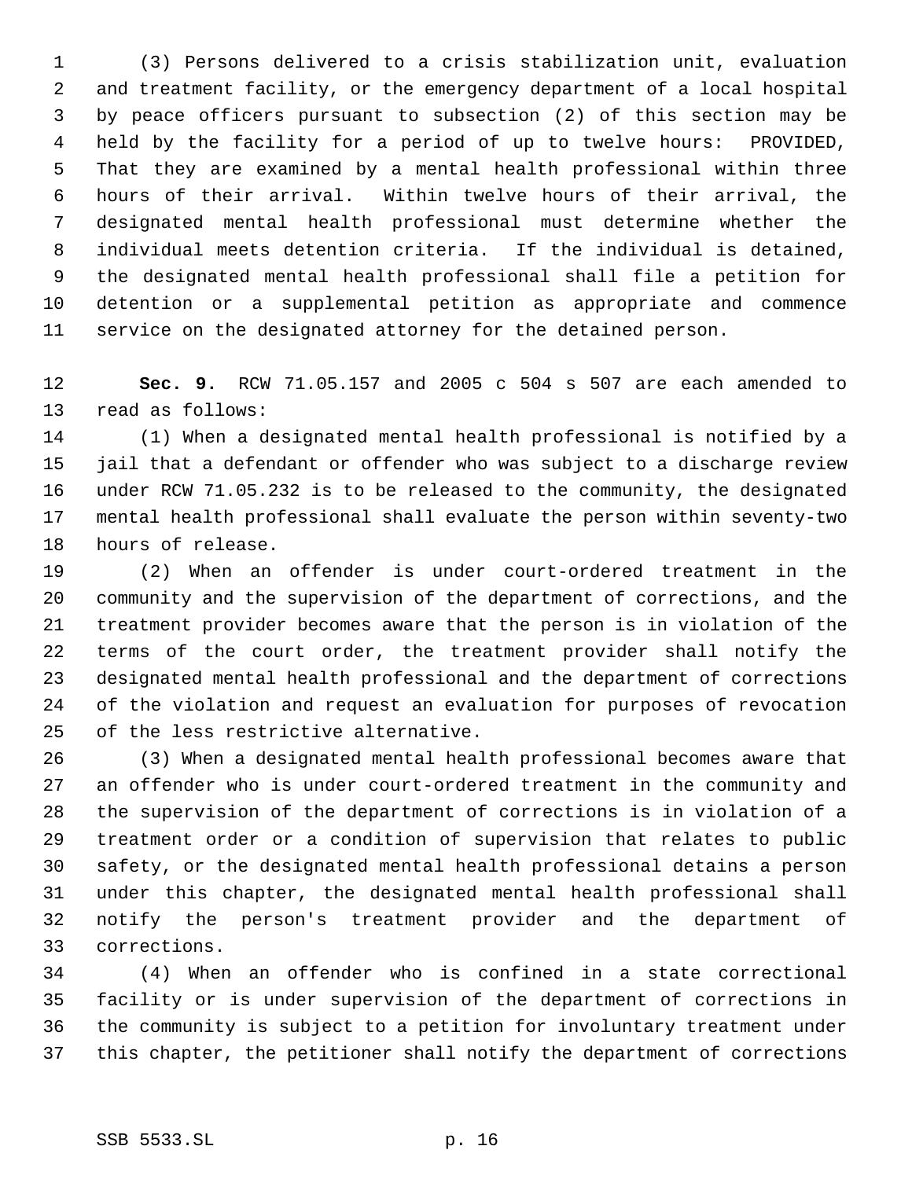(3) Persons delivered to a crisis stabilization unit, evaluation and treatment facility, or the emergency department of a local hospital by peace officers pursuant to subsection (2) of this section may be held by the facility for a period of up to twelve hours: PROVIDED, That they are examined by a mental health professional within three hours of their arrival. Within twelve hours of their arrival, the designated mental health professional must determine whether the individual meets detention criteria. If the individual is detained, the designated mental health professional shall file a petition for detention or a supplemental petition as appropriate and commence service on the designated attorney for the detained person.

**Sec. 9.** RCW 71.05.157 and 2005 c 504 s 507 are each amended to read as follows:

(1) When a designated mental health professional is notified by a jail that a defendant or offender who was subject to a discharge review under RCW 71.05.232 is to be released to the community, the designated mental health professional shall evaluate the person within seventy-two hours of release.

(2) When an offender is under court-ordered treatment in the community and the supervision of the department of corrections, and the treatment provider becomes aware that the person is in violation of the terms of the court order, the treatment provider shall notify the designated mental health professional and the department of corrections of the violation and request an evaluation for purposes of revocation of the less restrictive alternative.

(3) When a designated mental health professional becomes aware that an offender who is under court-ordered treatment in the community and the supervision of the department of corrections is in violation of a treatment order or a condition of supervision that relates to public safety, or the designated mental health professional detains a person under this chapter, the designated mental health professional shall notify the person's treatment provider and the department of corrections.

(4) When an offender who is confined in a state correctional facility or is under supervision of the department of corrections in the community is subject to a petition for involuntary treatment under this chapter, the petitioner shall notify the department of corrections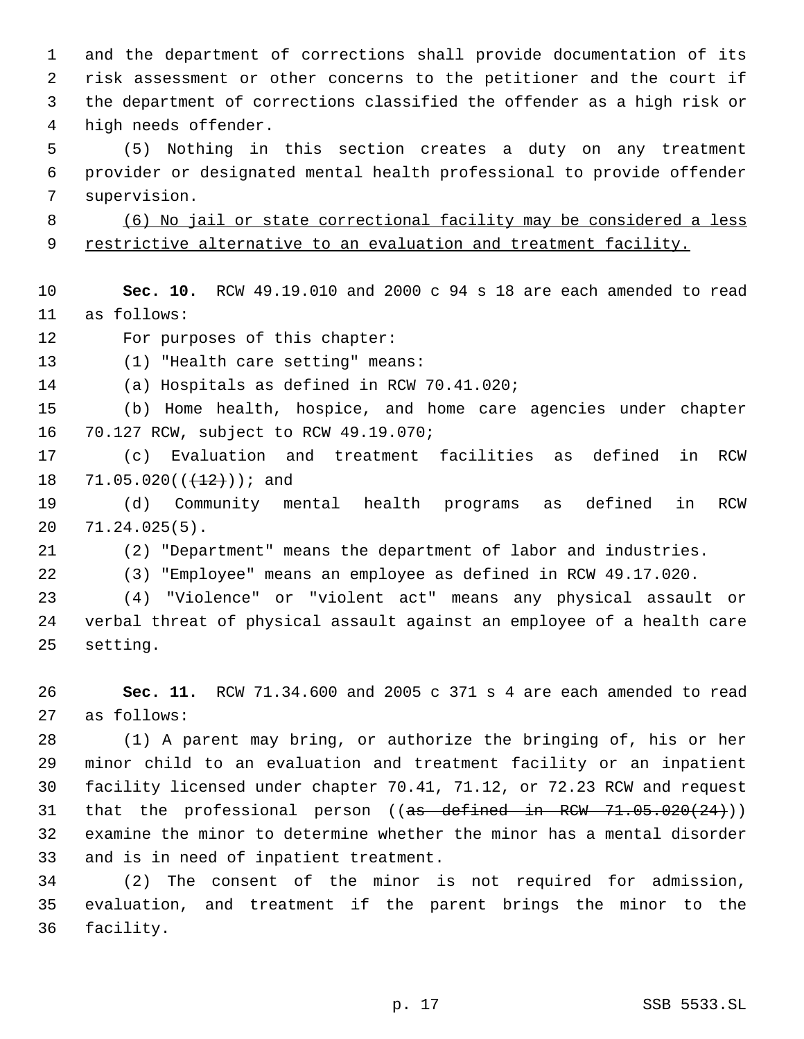and the department of corrections shall provide documentation of its risk assessment or other concerns to the petitioner and the court if the department of corrections classified the offender as a high risk or high needs offender.

(5) Nothing in this section creates a duty on any treatment provider or designated mental health professional to provide offender supervision.

<u>(6) No jail or state correctional facility may be considered a less restrictive alternative to an evaluation and treatment facility.</u>

**Sec. 10.** RCW 49.19.010 and 2000 c 94 s 18 are each amended to read as follows:

For purposes of this chapter:

(1) "Health care setting" means:

(a) Hospitals as defined in RCW 70.41.020;

(b) Home health, hospice, and home care agencies under chapter 70.127 RCW, subject to RCW 49.19.070;

(c) Evaluation and treatment facilities as defined in RCW 71.05.020((~~(12)~~)); and

(d) Community mental health programs as defined in RCW 71.24.025(5).

(2) "Department" means the department of labor and industries.

(3) "Employee" means an employee as defined in RCW 49.17.020.

(4) "Violence" or "violent act" means any physical assault or verbal threat of physical assault against an employee of a health care setting.

**Sec. 11.** RCW 71.34.600 and 2005 c 371 s 4 are each amended to read as follows:

(1) A parent may bring, or authorize the bringing of, his or her minor child to an evaluation and treatment facility or an inpatient facility licensed under chapter 70.41, 71.12, or 72.23 RCW and request that the professional person ((~~as defined in RCW 71.05.020(24)~~)) examine the minor to determine whether the minor has a mental disorder and is in need of inpatient treatment.

(2) The consent of the minor is not required for admission, evaluation, and treatment if the parent brings the minor to the facility.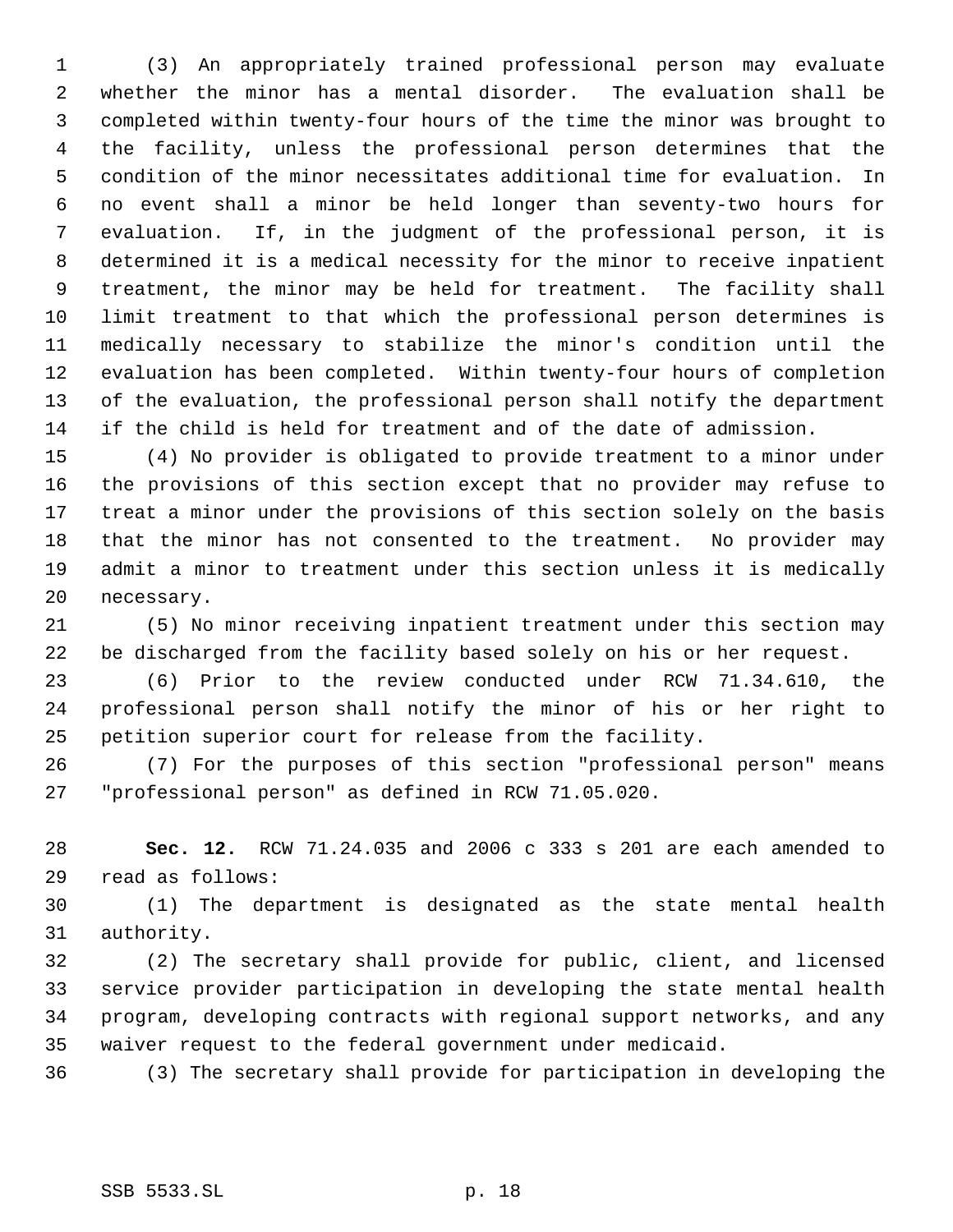(3) An appropriately trained professional person may evaluate whether the minor has a mental disorder. The evaluation shall be completed within twenty-four hours of the time the minor was brought to the facility, unless the professional person determines that the condition of the minor necessitates additional time for evaluation. In no event shall a minor be held longer than seventy-two hours for evaluation. If, in the judgment of the professional person, it is determined it is a medical necessity for the minor to receive inpatient treatment, the minor may be held for treatment. The facility shall limit treatment to that which the professional person determines is medically necessary to stabilize the minor's condition until the evaluation has been completed. Within twenty-four hours of completion of the evaluation, the professional person shall notify the department if the child is held for treatment and of the date of admission.

(4) No provider is obligated to provide treatment to a minor under the provisions of this section except that no provider may refuse to treat a minor under the provisions of this section solely on the basis that the minor has not consented to the treatment. No provider may admit a minor to treatment under this section unless it is medically necessary.

(5) No minor receiving inpatient treatment under this section may be discharged from the facility based solely on his or her request.

(6) Prior to the review conducted under RCW 71.34.610, the professional person shall notify the minor of his or her right to petition superior court for release from the facility.

(7) For the purposes of this section "professional person" means "professional person" as defined in RCW 71.05.020.

**Sec. 12.** RCW 71.24.035 and 2006 c 333 s 201 are each amended to read as follows:

(1) The department is designated as the state mental health authority.

(2) The secretary shall provide for public, client, and licensed service provider participation in developing the state mental health program, developing contracts with regional support networks, and any waiver request to the federal government under medicaid.

(3) The secretary shall provide for participation in developing the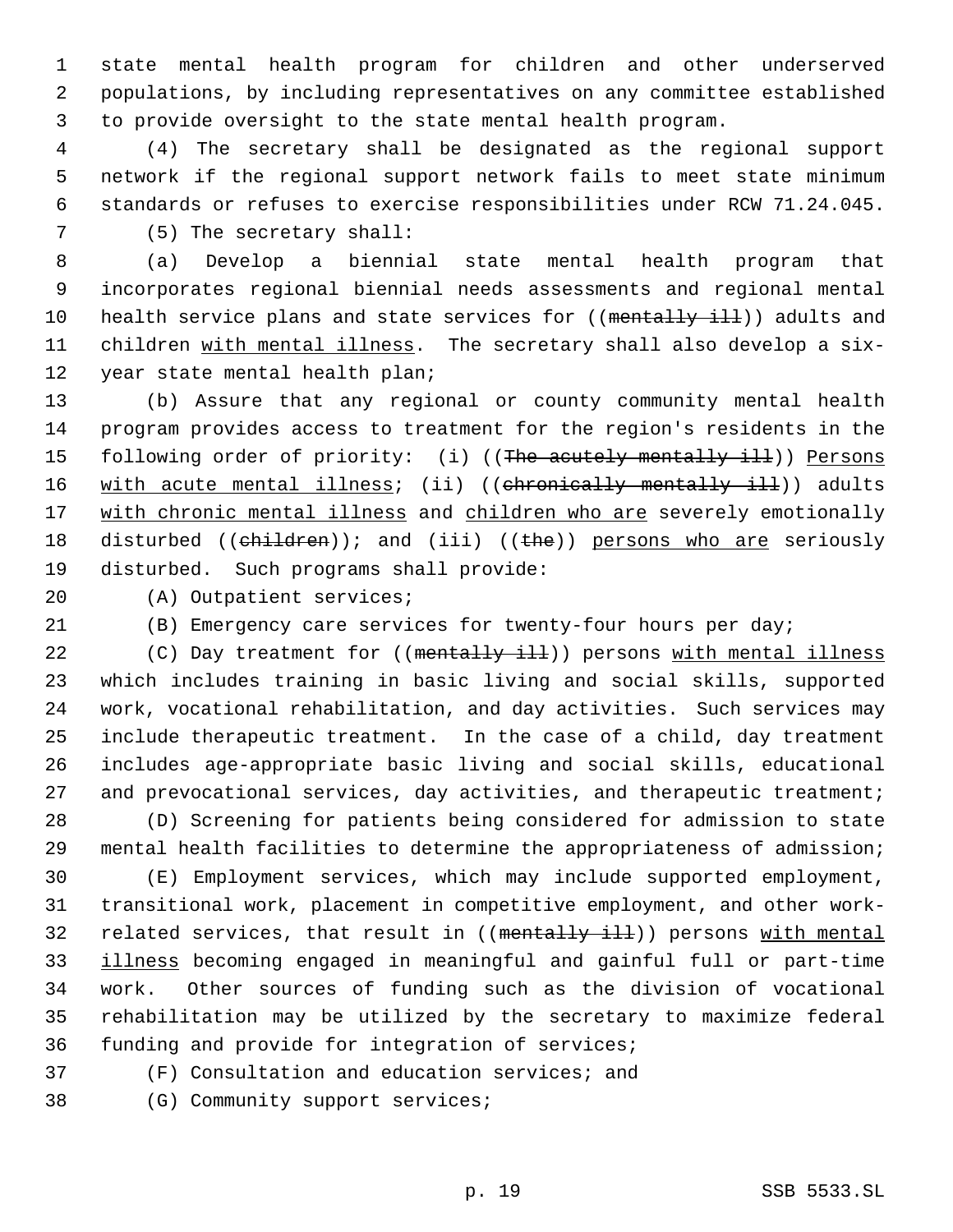state mental health program for children and other underserved populations, by including representatives on any committee established to provide oversight to the state mental health program.

(4) The secretary shall be designated as the regional support network if the regional support network fails to meet state minimum standards or refuses to exercise responsibilities under RCW 71.24.045.

(5) The secretary shall:

(a) Develop a biennial state mental health program that incorporates regional biennial needs assessments and regional mental health service plans and state services for ((~~mentally ill~~)) adults and children with mental illness. The secretary shall also develop a six-year state mental health plan;

(b) Assure that any regional or county community mental health program provides access to treatment for the region's residents in the following order of priority: (i) ((~~The acutely mentally ill~~)) Persons with acute mental illness; (ii) ((~~chronically mentally ill~~)) adults with chronic mental illness and children who are severely emotionally disturbed ((~~children~~)); and (iii) ((~~the~~)) persons who are seriously disturbed. Such programs shall provide:

(A) Outpatient services;

(B) Emergency care services for twenty-four hours per day;

(C) Day treatment for ((~~mentally ill~~)) persons with mental illness which includes training in basic living and social skills, supported work, vocational rehabilitation, and day activities. Such services may include therapeutic treatment. In the case of a child, day treatment includes age-appropriate basic living and social skills, educational and prevocational services, day activities, and therapeutic treatment;

(D) Screening for patients being considered for admission to state mental health facilities to determine the appropriateness of admission;

(E) Employment services, which may include supported employment, transitional work, placement in competitive employment, and other work-related services, that result in ((~~mentally ill~~)) persons with mental illness becoming engaged in meaningful and gainful full or part-time work. Other sources of funding such as the division of vocational rehabilitation may be utilized by the secretary to maximize federal funding and provide for integration of services;

(F) Consultation and education services; and

(G) Community support services;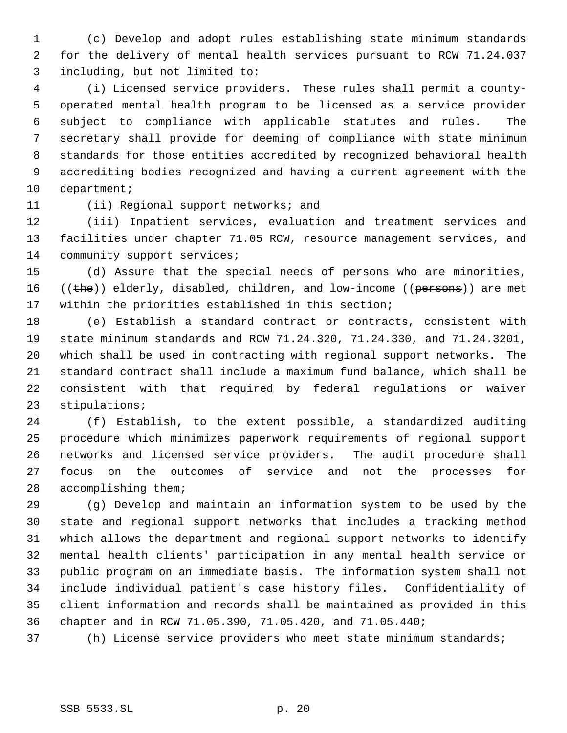(c) Develop and adopt rules establishing state minimum standards for the delivery of mental health services pursuant to RCW 71.24.037 including, but not limited to:

(i) Licensed service providers. These rules shall permit a county-operated mental health program to be licensed as a service provider subject to compliance with applicable statutes and rules. The secretary shall provide for deeming of compliance with state minimum standards for those entities accredited by recognized behavioral health accrediting bodies recognized and having a current agreement with the department;

(ii) Regional support networks; and

(iii) Inpatient services, evaluation and treatment services and facilities under chapter 71.05 RCW, resource management services, and community support services;

(d) Assure that the special needs of <u>persons who are</u> minorities, ((~~the~~)) elderly, disabled, children, and low-income ((~~persons~~)) are met within the priorities established in this section;

(e) Establish a standard contract or contracts, consistent with state minimum standards and RCW 71.24.320, 71.24.330, and 71.24.3201, which shall be used in contracting with regional support networks. The standard contract shall include a maximum fund balance, which shall be consistent with that required by federal regulations or waiver stipulations;

(f) Establish, to the extent possible, a standardized auditing procedure which minimizes paperwork requirements of regional support networks and licensed service providers. The audit procedure shall focus on the outcomes of service and not the processes for accomplishing them;

(g) Develop and maintain an information system to be used by the state and regional support networks that includes a tracking method which allows the department and regional support networks to identify mental health clients' participation in any mental health service or public program on an immediate basis. The information system shall not include individual patient's case history files. Confidentiality of client information and records shall be maintained as provided in this chapter and in RCW 71.05.390, 71.05.420, and 71.05.440;

(h) License service providers who meet state minimum standards;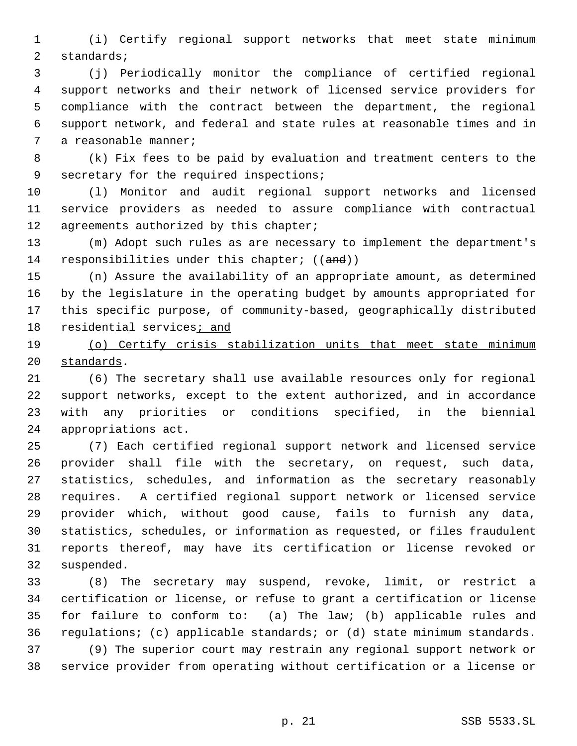(i) Certify regional support networks that meet state minimum standards;

(j) Periodically monitor the compliance of certified regional support networks and their network of licensed service providers for compliance with the contract between the department, the regional support network, and federal and state rules at reasonable times and in a reasonable manner;

(k) Fix fees to be paid by evaluation and treatment centers to the secretary for the required inspections;

(l) Monitor and audit regional support networks and licensed service providers as needed to assure compliance with contractual agreements authorized by this chapter;

(m) Adopt such rules as are necessary to implement the department's responsibilities under this chapter; ((~~and~~))

(n) Assure the availability of an appropriate amount, as determined by the legislature in the operating budget by amounts appropriated for this specific purpose, of community-based, geographically distributed residential services<u>; and</u>

<u>(o) Certify crisis stabilization units that meet state minimum standards</u>.

(6) The secretary shall use available resources only for regional support networks, except to the extent authorized, and in accordance with any priorities or conditions specified, in the biennial appropriations act.

(7) Each certified regional support network and licensed service provider shall file with the secretary, on request, such data, statistics, schedules, and information as the secretary reasonably requires. A certified regional support network or licensed service provider which, without good cause, fails to furnish any data, statistics, schedules, or information as requested, or files fraudulent reports thereof, may have its certification or license revoked or suspended.

(8) The secretary may suspend, revoke, limit, or restrict a certification or license, or refuse to grant a certification or license for failure to conform to: (a) The law; (b) applicable rules and regulations; (c) applicable standards; or (d) state minimum standards.

(9) The superior court may restrain any regional support network or service provider from operating without certification or a license or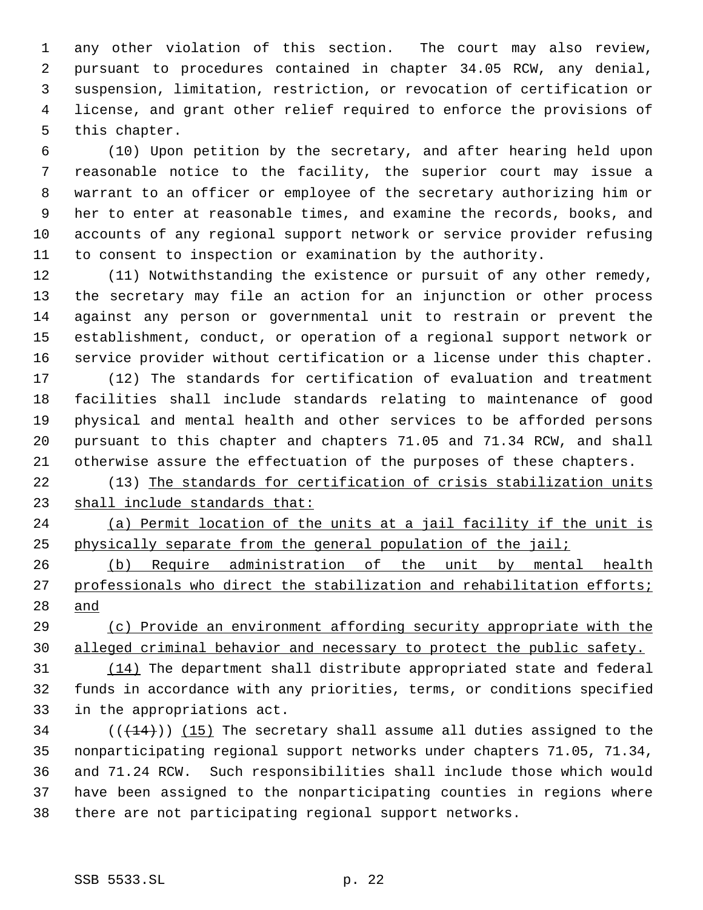any other violation of this section. The court may also review, pursuant to procedures contained in chapter 34.05 RCW, any denial, suspension, limitation, restriction, or revocation of certification or license, and grant other relief required to enforce the provisions of this chapter.

(10) Upon petition by the secretary, and after hearing held upon reasonable notice to the facility, the superior court may issue a warrant to an officer or employee of the secretary authorizing him or her to enter at reasonable times, and examine the records, books, and accounts of any regional support network or service provider refusing to consent to inspection or examination by the authority.

(11) Notwithstanding the existence or pursuit of any other remedy, the secretary may file an action for an injunction or other process against any person or governmental unit to restrain or prevent the establishment, conduct, or operation of a regional support network or service provider without certification or a license under this chapter.

(12) The standards for certification of evaluation and treatment facilities shall include standards relating to maintenance of good physical and mental health and other services to be afforded persons pursuant to this chapter and chapters 71.05 and 71.34 RCW, and shall otherwise assure the effectuation of the purposes of these chapters.

(13) <u>The standards for certification of crisis stabilization units shall include standards that:</u>

<u>(a) Permit location of the units at a jail facility if the unit is physically separate from the general population of the jail;</u>

<u>(b) Require administration of the unit by mental health professionals who direct the stabilization and rehabilitation efforts; and</u>

<u>(c) Provide an environment affording security appropriate with the alleged criminal behavior and necessary to protect the public safety.</u>

<u>(14)</u> The department shall distribute appropriated state and federal funds in accordance with any priorities, terms, or conditions specified in the appropriations act.

(((~~14~~))) <u>(15)</u> The secretary shall assume all duties assigned to the nonparticipating regional support networks under chapters 71.05, 71.34, and 71.24 RCW. Such responsibilities shall include those which would have been assigned to the nonparticipating counties in regions where there are not participating regional support networks.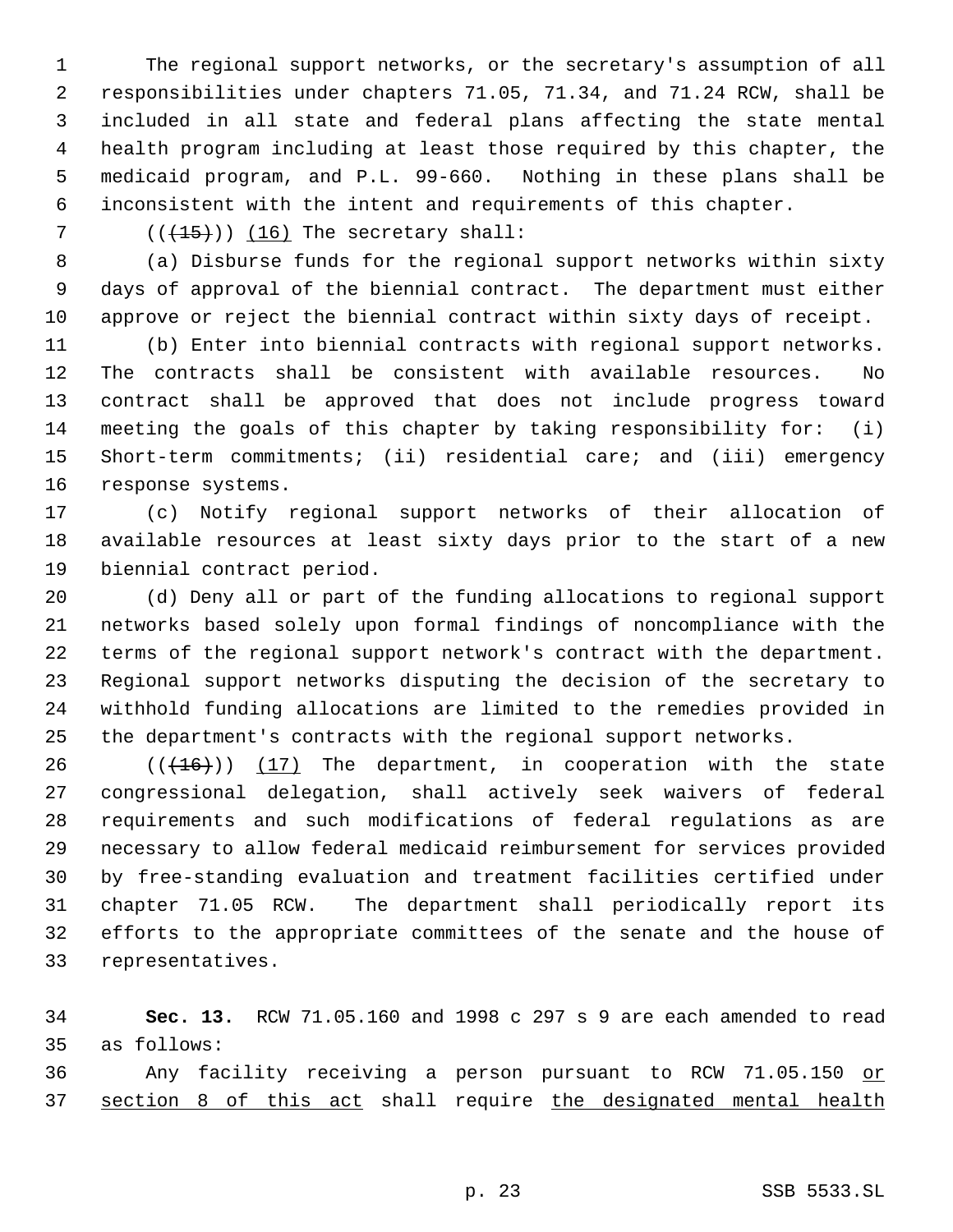The regional support networks, or the secretary's assumption of all responsibilities under chapters 71.05, 71.34, and 71.24 RCW, shall be included in all state and federal plans affecting the state mental health program including at least those required by this chapter, the medicaid program, and P.L. 99-660. Nothing in these plans shall be inconsistent with the intent and requirements of this chapter.

(((15))) (16) The secretary shall:

(a) Disburse funds for the regional support networks within sixty days of approval of the biennial contract. The department must either approve or reject the biennial contract within sixty days of receipt.

(b) Enter into biennial contracts with regional support networks. The contracts shall be consistent with available resources. No contract shall be approved that does not include progress toward meeting the goals of this chapter by taking responsibility for: (i) Short-term commitments; (ii) residential care; and (iii) emergency response systems.

(c) Notify regional support networks of their allocation of available resources at least sixty days prior to the start of a new biennial contract period.

(d) Deny all or part of the funding allocations to regional support networks based solely upon formal findings of noncompliance with the terms of the regional support network's contract with the department. Regional support networks disputing the decision of the secretary to withhold funding allocations are limited to the remedies provided in the department's contracts with the regional support networks.

(((16))) (17) The department, in cooperation with the state congressional delegation, shall actively seek waivers of federal requirements and such modifications of federal regulations as are necessary to allow federal medicaid reimbursement for services provided by free-standing evaluation and treatment facilities certified under chapter 71.05 RCW. The department shall periodically report its efforts to the appropriate committees of the senate and the house of representatives.

**Sec. 13.** RCW 71.05.160 and 1998 c 297 s 9 are each amended to read as follows:

Any facility receiving a person pursuant to RCW 71.05.150 or section 8 of this act shall require the designated mental health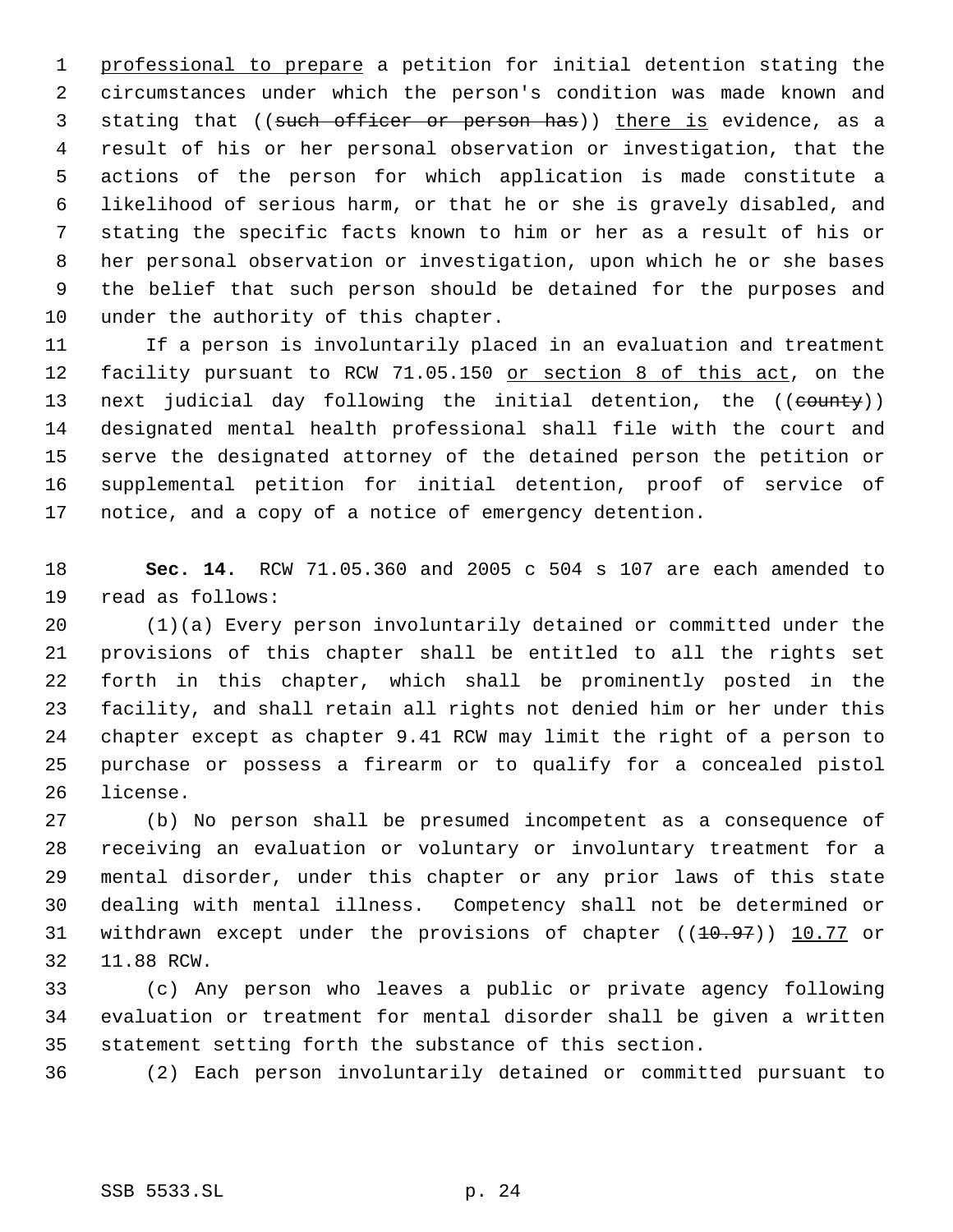professional to prepare a petition for initial detention stating the circumstances under which the person's condition was made known and stating that ((~~such officer or person has~~)) there is evidence, as a result of his or her personal observation or investigation, that the actions of the person for which application is made constitute a likelihood of serious harm, or that he or she is gravely disabled, and stating the specific facts known to him or her as a result of his or her personal observation or investigation, upon which he or she bases the belief that such person should be detained for the purposes and under the authority of this chapter.

If a person is involuntarily placed in an evaluation and treatment facility pursuant to RCW 71.05.150 or section 8 of this act, on the next judicial day following the initial detention, the ((~~county~~)) designated mental health professional shall file with the court and serve the designated attorney of the detained person the petition or supplemental petition for initial detention, proof of service of notice, and a copy of a notice of emergency detention.

**Sec. 14.** RCW 71.05.360 and 2005 c 504 s 107 are each amended to read as follows:

(1)(a) Every person involuntarily detained or committed under the provisions of this chapter shall be entitled to all the rights set forth in this chapter, which shall be prominently posted in the facility, and shall retain all rights not denied him or her under this chapter except as chapter 9.41 RCW may limit the right of a person to purchase or possess a firearm or to qualify for a concealed pistol license.

(b) No person shall be presumed incompetent as a consequence of receiving an evaluation or voluntary or involuntary treatment for a mental disorder, under this chapter or any prior laws of this state dealing with mental illness. Competency shall not be determined or withdrawn except under the provisions of chapter ((~~10.97~~)) 10.77 or 11.88 RCW.

(c) Any person who leaves a public or private agency following evaluation or treatment for mental disorder shall be given a written statement setting forth the substance of this section.

(2) Each person involuntarily detained or committed pursuant to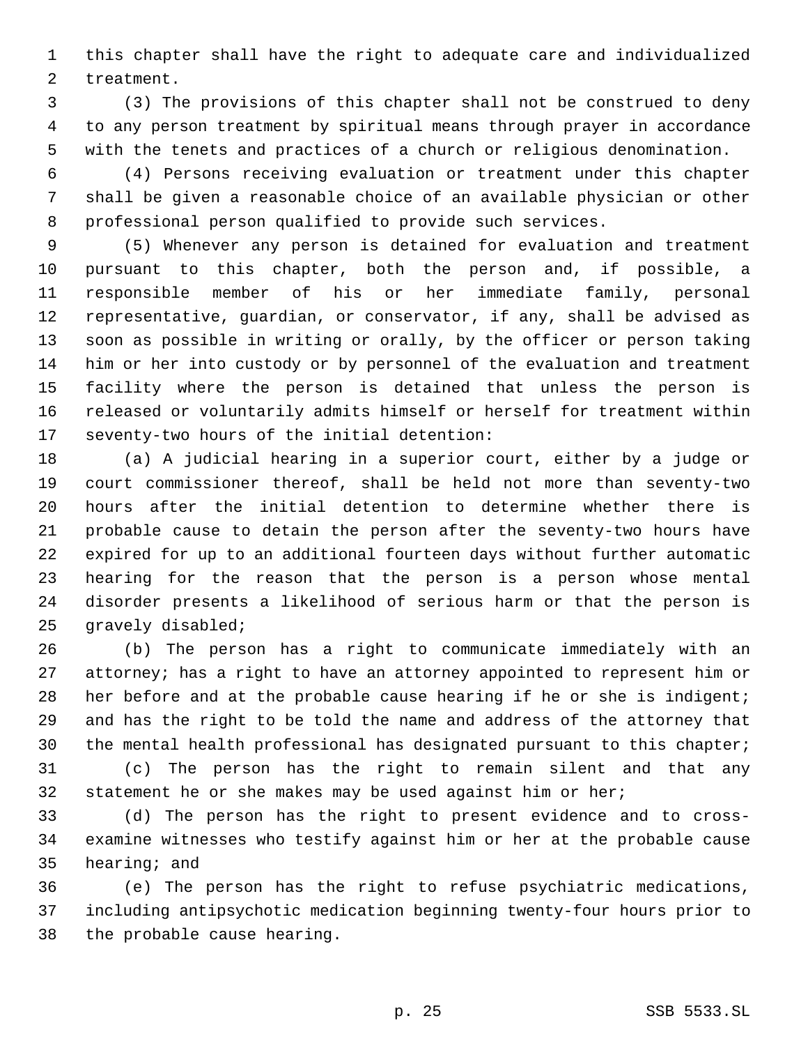this chapter shall have the right to adequate care and individualized treatment.

(3) The provisions of this chapter shall not be construed to deny to any person treatment by spiritual means through prayer in accordance with the tenets and practices of a church or religious denomination.

(4) Persons receiving evaluation or treatment under this chapter shall be given a reasonable choice of an available physician or other professional person qualified to provide such services.

(5) Whenever any person is detained for evaluation and treatment pursuant to this chapter, both the person and, if possible, a responsible member of his or her immediate family, personal representative, guardian, or conservator, if any, shall be advised as soon as possible in writing or orally, by the officer or person taking him or her into custody or by personnel of the evaluation and treatment facility where the person is detained that unless the person is released or voluntarily admits himself or herself for treatment within seventy-two hours of the initial detention:

(a) A judicial hearing in a superior court, either by a judge or court commissioner thereof, shall be held not more than seventy-two hours after the initial detention to determine whether there is probable cause to detain the person after the seventy-two hours have expired for up to an additional fourteen days without further automatic hearing for the reason that the person is a person whose mental disorder presents a likelihood of serious harm or that the person is gravely disabled;

(b) The person has a right to communicate immediately with an attorney; has a right to have an attorney appointed to represent him or her before and at the probable cause hearing if he or she is indigent; and has the right to be told the name and address of the attorney that the mental health professional has designated pursuant to this chapter;

(c) The person has the right to remain silent and that any statement he or she makes may be used against him or her;

(d) The person has the right to present evidence and to cross-examine witnesses who testify against him or her at the probable cause hearing; and

(e) The person has the right to refuse psychiatric medications, including antipsychotic medication beginning twenty-four hours prior to the probable cause hearing.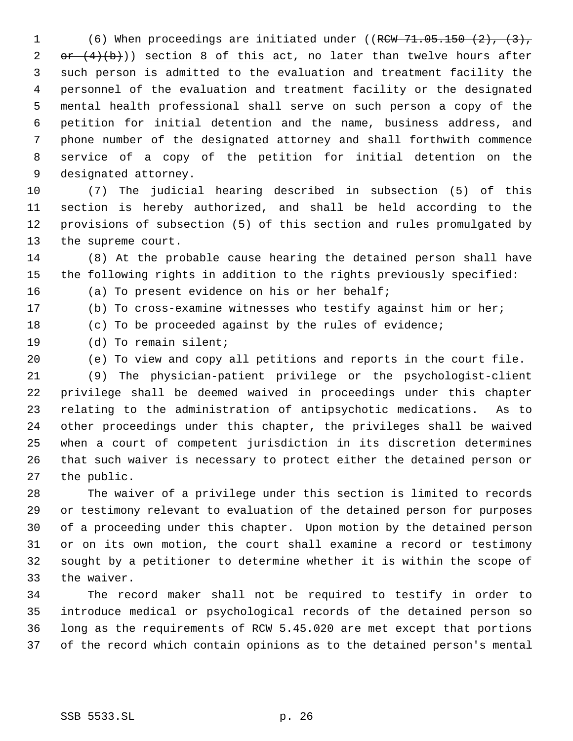(6) When proceedings are initiated under ((~~RCW 71.05.150 (2), (3), or (4)(b)~~)) <u>section 8 of this act</u>, no later than twelve hours after such person is admitted to the evaluation and treatment facility the personnel of the evaluation and treatment facility or the designated mental health professional shall serve on such person a copy of the petition for initial detention and the name, business address, and phone number of the designated attorney and shall forthwith commence service of a copy of the petition for initial detention on the designated attorney.

(7) The judicial hearing described in subsection (5) of this section is hereby authorized, and shall be held according to the provisions of subsection (5) of this section and rules promulgated by the supreme court.

(8) At the probable cause hearing the detained person shall have the following rights in addition to the rights previously specified:

(a) To present evidence on his or her behalf;

(b) To cross-examine witnesses who testify against him or her;

(c) To be proceeded against by the rules of evidence;

(d) To remain silent;

(e) To view and copy all petitions and reports in the court file.

(9) The physician-patient privilege or the psychologist-client privilege shall be deemed waived in proceedings under this chapter relating to the administration of antipsychotic medications. As to other proceedings under this chapter, the privileges shall be waived when a court of competent jurisdiction in its discretion determines that such waiver is necessary to protect either the detained person or the public.

The waiver of a privilege under this section is limited to records or testimony relevant to evaluation of the detained person for purposes of a proceeding under this chapter. Upon motion by the detained person or on its own motion, the court shall examine a record or testimony sought by a petitioner to determine whether it is within the scope of the waiver.

The record maker shall not be required to testify in order to introduce medical or psychological records of the detained person so long as the requirements of RCW 5.45.020 are met except that portions of the record which contain opinions as to the detained person's mental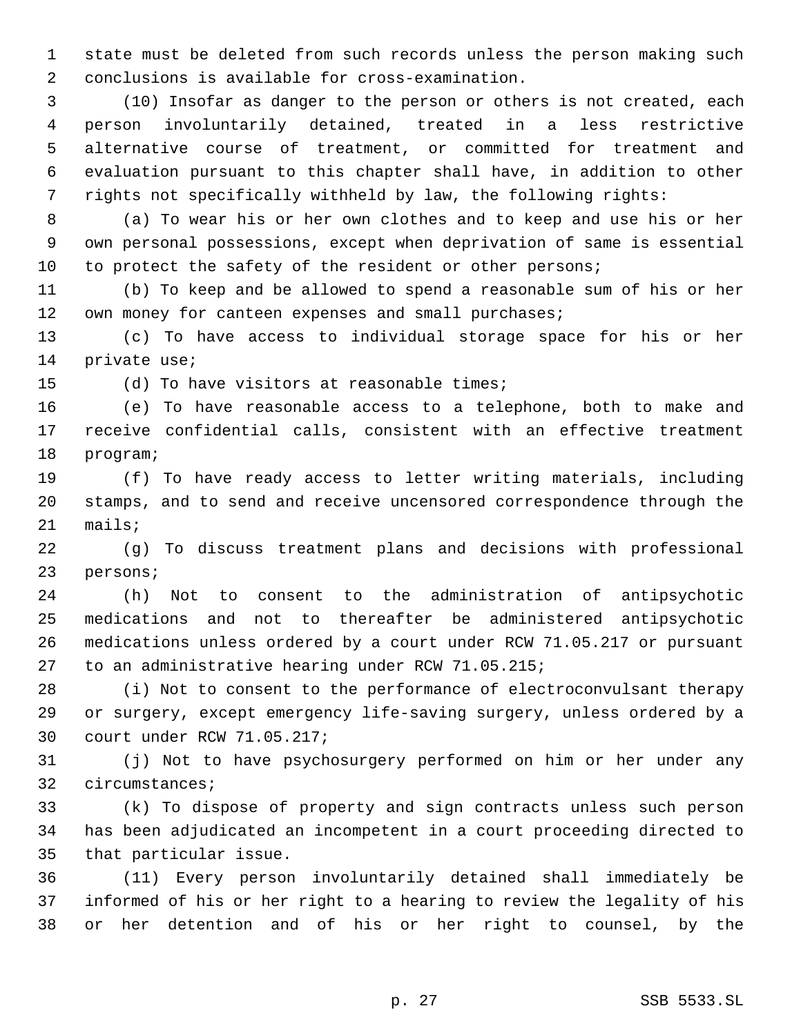state must be deleted from such records unless the person making such conclusions is available for cross-examination.

(10) Insofar as danger to the person or others is not created, each person involuntarily detained, treated in a less restrictive alternative course of treatment, or committed for treatment and evaluation pursuant to this chapter shall have, in addition to other rights not specifically withheld by law, the following rights:

(a) To wear his or her own clothes and to keep and use his or her own personal possessions, except when deprivation of same is essential to protect the safety of the resident or other persons;

(b) To keep and be allowed to spend a reasonable sum of his or her own money for canteen expenses and small purchases;

(c) To have access to individual storage space for his or her private use;

(d) To have visitors at reasonable times;

(e) To have reasonable access to a telephone, both to make and receive confidential calls, consistent with an effective treatment program;

(f) To have ready access to letter writing materials, including stamps, and to send and receive uncensored correspondence through the mails;

(g) To discuss treatment plans and decisions with professional persons;

(h) Not to consent to the administration of antipsychotic medications and not to thereafter be administered antipsychotic medications unless ordered by a court under RCW 71.05.217 or pursuant to an administrative hearing under RCW 71.05.215;

(i) Not to consent to the performance of electroconvulsant therapy or surgery, except emergency life-saving surgery, unless ordered by a court under RCW 71.05.217;

(j) Not to have psychosurgery performed on him or her under any circumstances;

(k) To dispose of property and sign contracts unless such person has been adjudicated an incompetent in a court proceeding directed to that particular issue.

(11) Every person involuntarily detained shall immediately be informed of his or her right to a hearing to review the legality of his or her detention and of his or her right to counsel, by the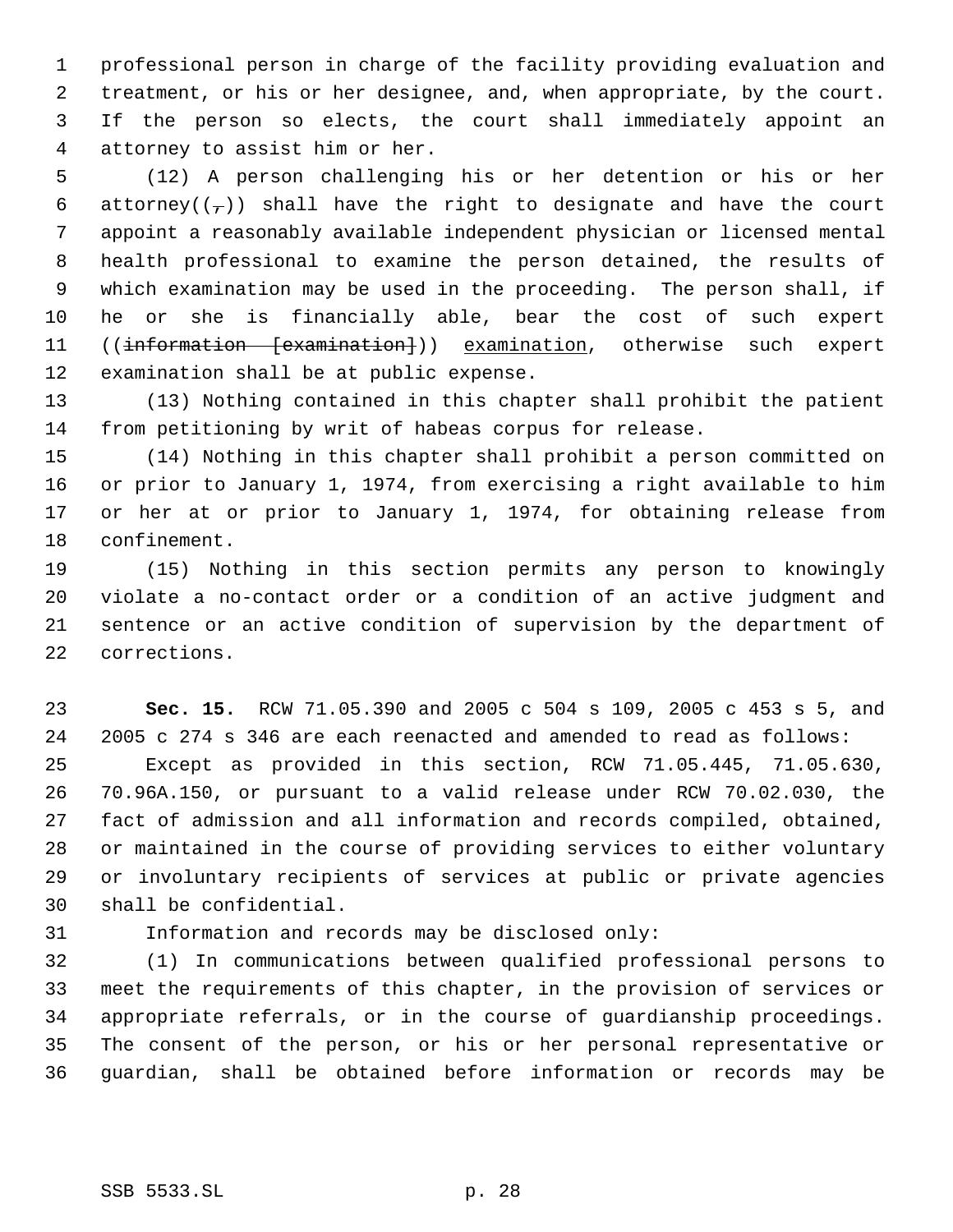professional person in charge of the facility providing evaluation and treatment, or his or her designee, and, when appropriate, by the court. If the person so elects, the court shall immediately appoint an attorney to assist him or her.

(12) A person challenging his or her detention or his or her attorney((~~,~~)) shall have the right to designate and have the court appoint a reasonably available independent physician or licensed mental health professional to examine the person detained, the results of which examination may be used in the proceeding. The person shall, if he or she is financially able, bear the cost of such expert ((~~information [examination]~~)) examination, otherwise such expert examination shall be at public expense.

(13) Nothing contained in this chapter shall prohibit the patient from petitioning by writ of habeas corpus for release.

(14) Nothing in this chapter shall prohibit a person committed on or prior to January 1, 1974, from exercising a right available to him or her at or prior to January 1, 1974, for obtaining release from confinement.

(15) Nothing in this section permits any person to knowingly violate a no-contact order or a condition of an active judgment and sentence or an active condition of supervision by the department of corrections.

**Sec. 15.** RCW 71.05.390 and 2005 c 504 s 109, 2005 c 453 s 5, and 2005 c 274 s 346 are each reenacted and amended to read as follows:

Except as provided in this section, RCW 71.05.445, 71.05.630, 70.96A.150, or pursuant to a valid release under RCW 70.02.030, the fact of admission and all information and records compiled, obtained, or maintained in the course of providing services to either voluntary or involuntary recipients of services at public or private agencies shall be confidential.

Information and records may be disclosed only:

(1) In communications between qualified professional persons to meet the requirements of this chapter, in the provision of services or appropriate referrals, or in the course of guardianship proceedings. The consent of the person, or his or her personal representative or guardian, shall be obtained before information or records may be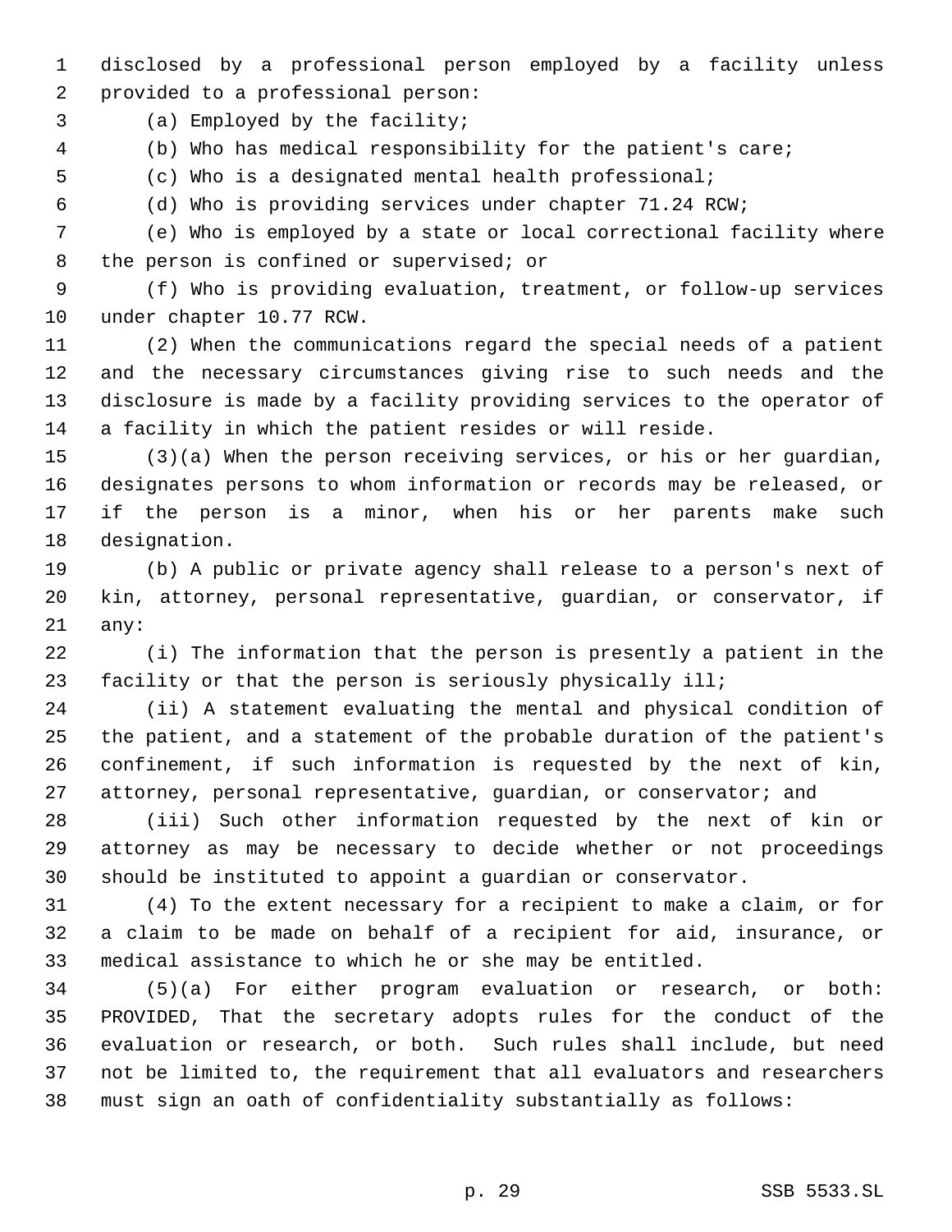disclosed by a professional person employed by a facility unless provided to a professional person:

(a) Employed by the facility;

(b) Who has medical responsibility for the patient's care;

(c) Who is a designated mental health professional;

(d) Who is providing services under chapter 71.24 RCW;

(e) Who is employed by a state or local correctional facility where the person is confined or supervised; or

(f) Who is providing evaluation, treatment, or follow-up services under chapter 10.77 RCW.

(2) When the communications regard the special needs of a patient and the necessary circumstances giving rise to such needs and the disclosure is made by a facility providing services to the operator of a facility in which the patient resides or will reside.

(3)(a) When the person receiving services, or his or her guardian, designates persons to whom information or records may be released, or if the person is a minor, when his or her parents make such designation.

(b) A public or private agency shall release to a person's next of kin, attorney, personal representative, guardian, or conservator, if any:

(i) The information that the person is presently a patient in the facility or that the person is seriously physically ill;

(ii) A statement evaluating the mental and physical condition of the patient, and a statement of the probable duration of the patient's confinement, if such information is requested by the next of kin, attorney, personal representative, guardian, or conservator; and

(iii) Such other information requested by the next of kin or attorney as may be necessary to decide whether or not proceedings should be instituted to appoint a guardian or conservator.

(4) To the extent necessary for a recipient to make a claim, or for a claim to be made on behalf of a recipient for aid, insurance, or medical assistance to which he or she may be entitled.

(5)(a) For either program evaluation or research, or both: PROVIDED, That the secretary adopts rules for the conduct of the evaluation or research, or both. Such rules shall include, but need not be limited to, the requirement that all evaluators and researchers must sign an oath of confidentiality substantially as follows: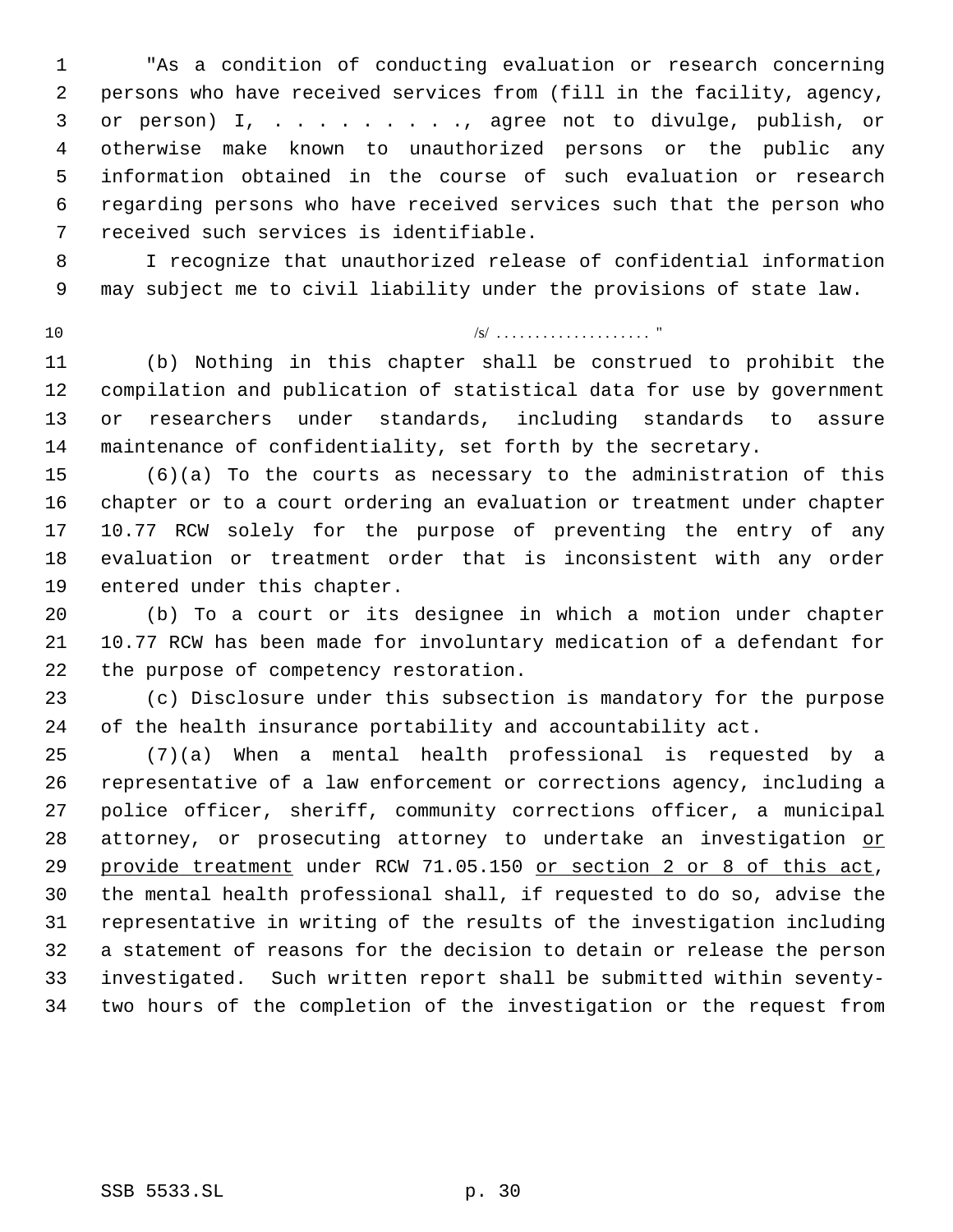"As a condition of conducting evaluation or research concerning persons who have received services from (fill in the facility, agency, or person) I, . . . . . . . . ., agree not to divulge, publish, or otherwise make known to unauthorized persons or the public any information obtained in the course of such evaluation or research regarding persons who have received services such that the person who received such services is identifiable.

I recognize that unauthorized release of confidential information may subject me to civil liability under the provisions of state law.

/s/ . . . . . . . . . . . . . . . . . . . "

(b) Nothing in this chapter shall be construed to prohibit the compilation and publication of statistical data for use by government or researchers under standards, including standards to assure maintenance of confidentiality, set forth by the secretary.

(6)(a) To the courts as necessary to the administration of this chapter or to a court ordering an evaluation or treatment under chapter 10.77 RCW solely for the purpose of preventing the entry of any evaluation or treatment order that is inconsistent with any order entered under this chapter.

(b) To a court or its designee in which a motion under chapter 10.77 RCW has been made for involuntary medication of a defendant for the purpose of competency restoration.

(c) Disclosure under this subsection is mandatory for the purpose of the health insurance portability and accountability act.

(7)(a) When a mental health professional is requested by a representative of a law enforcement or corrections agency, including a police officer, sheriff, community corrections officer, a municipal attorney, or prosecuting attorney to undertake an investigation <u>or provide treatment</u> under RCW 71.05.150 <u>or section 2 or 8 of this act</u>, the mental health professional shall, if requested to do so, advise the representative in writing of the results of the investigation including a statement of reasons for the decision to detain or release the person investigated. Such written report shall be submitted within seventy-two hours of the completion of the investigation or the request from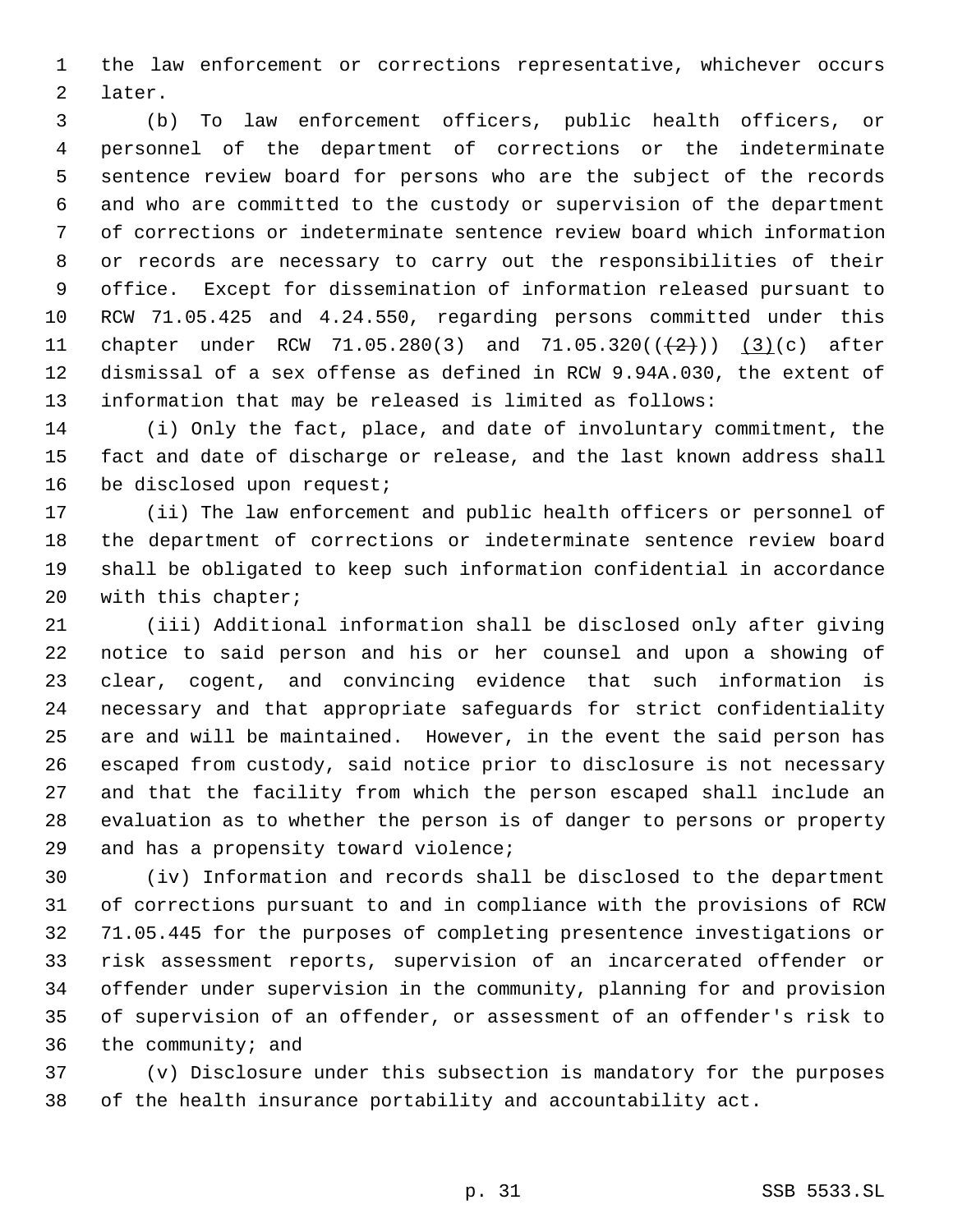the law enforcement or corrections representative, whichever occurs later.

(b) To law enforcement officers, public health officers, or personnel of the department of corrections or the indeterminate sentence review board for persons who are the subject of the records and who are committed to the custody or supervision of the department of corrections or indeterminate sentence review board which information or records are necessary to carry out the responsibilities of their office. Except for dissemination of information released pursuant to RCW 71.05.425 and 4.24.550, regarding persons committed under this chapter under RCW 71.05.280(3) and 71.05.320((~~(2)~~)) <u>(3)</u>(c) after dismissal of a sex offense as defined in RCW 9.94A.030, the extent of information that may be released is limited as follows:

(i) Only the fact, place, and date of involuntary commitment, the fact and date of discharge or release, and the last known address shall be disclosed upon request;

(ii) The law enforcement and public health officers or personnel of the department of corrections or indeterminate sentence review board shall be obligated to keep such information confidential in accordance with this chapter;

(iii) Additional information shall be disclosed only after giving notice to said person and his or her counsel and upon a showing of clear, cogent, and convincing evidence that such information is necessary and that appropriate safeguards for strict confidentiality are and will be maintained. However, in the event the said person has escaped from custody, said notice prior to disclosure is not necessary and that the facility from which the person escaped shall include an evaluation as to whether the person is of danger to persons or property and has a propensity toward violence;

(iv) Information and records shall be disclosed to the department of corrections pursuant to and in compliance with the provisions of RCW 71.05.445 for the purposes of completing presentence investigations or risk assessment reports, supervision of an incarcerated offender or offender under supervision in the community, planning for and provision of supervision of an offender, or assessment of an offender's risk to the community; and

(v) Disclosure under this subsection is mandatory for the purposes of the health insurance portability and accountability act.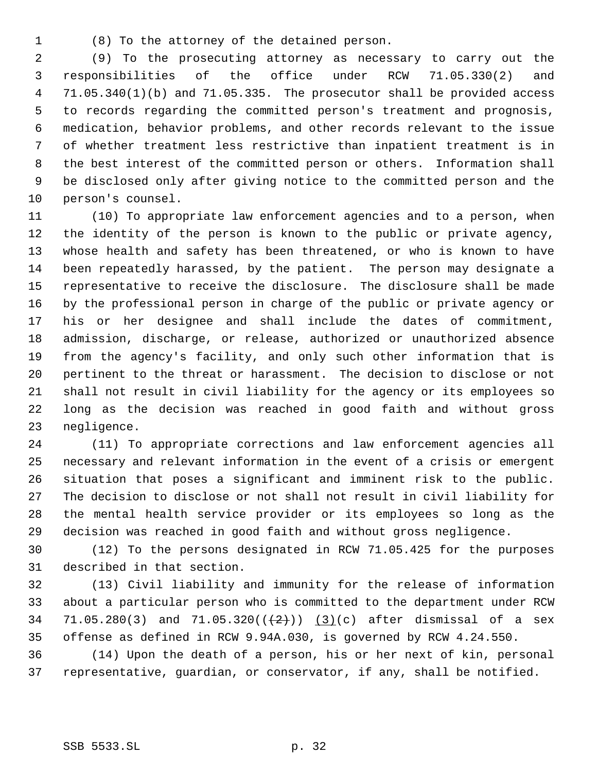(8) To the attorney of the detained person.

(9) To the prosecuting attorney as necessary to carry out the responsibilities of the office under RCW 71.05.330(2) and 71.05.340(1)(b) and 71.05.335. The prosecutor shall be provided access to records regarding the committed person's treatment and prognosis, medication, behavior problems, and other records relevant to the issue of whether treatment less restrictive than inpatient treatment is in the best interest of the committed person or others. Information shall be disclosed only after giving notice to the committed person and the person's counsel.

(10) To appropriate law enforcement agencies and to a person, when the identity of the person is known to the public or private agency, whose health and safety has been threatened, or who is known to have been repeatedly harassed, by the patient. The person may designate a representative to receive the disclosure. The disclosure shall be made by the professional person in charge of the public or private agency or his or her designee and shall include the dates of commitment, admission, discharge, or release, authorized or unauthorized absence from the agency's facility, and only such other information that is pertinent to the threat or harassment. The decision to disclose or not shall not result in civil liability for the agency or its employees so long as the decision was reached in good faith and without gross negligence.

(11) To appropriate corrections and law enforcement agencies all necessary and relevant information in the event of a crisis or emergent situation that poses a significant and imminent risk to the public. The decision to disclose or not shall not result in civil liability for the mental health service provider or its employees so long as the decision was reached in good faith and without gross negligence.

(12) To the persons designated in RCW 71.05.425 for the purposes described in that section.

(13) Civil liability and immunity for the release of information about a particular person who is committed to the department under RCW 71.05.280(3) and 71.05.320((~~(2)~~)) <u>(3)</u>(c) after dismissal of a sex offense as defined in RCW 9.94A.030, is governed by RCW 4.24.550.

(14) Upon the death of a person, his or her next of kin, personal representative, guardian, or conservator, if any, shall be notified.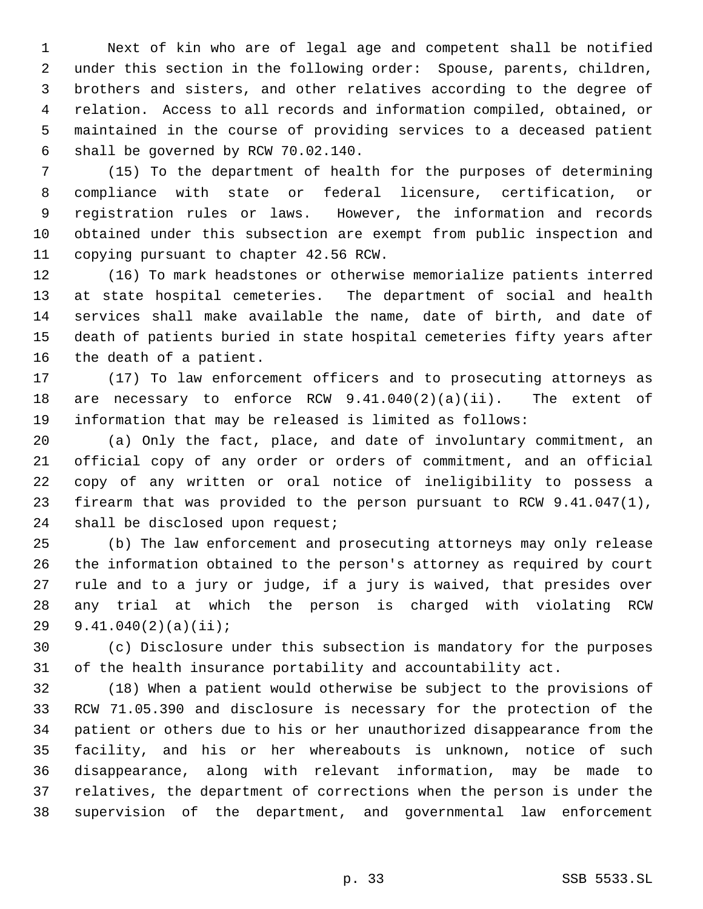Next of kin who are of legal age and competent shall be notified under this section in the following order: Spouse, parents, children, brothers and sisters, and other relatives according to the degree of relation. Access to all records and information compiled, obtained, or maintained in the course of providing services to a deceased patient shall be governed by RCW 70.02.140.

(15) To the department of health for the purposes of determining compliance with state or federal licensure, certification, or registration rules or laws. However, the information and records obtained under this subsection are exempt from public inspection and copying pursuant to chapter 42.56 RCW.

(16) To mark headstones or otherwise memorialize patients interred at state hospital cemeteries. The department of social and health services shall make available the name, date of birth, and date of death of patients buried in state hospital cemeteries fifty years after the death of a patient.

(17) To law enforcement officers and to prosecuting attorneys as are necessary to enforce RCW 9.41.040(2)(a)(ii). The extent of information that may be released is limited as follows:

(a) Only the fact, place, and date of involuntary commitment, an official copy of any order or orders of commitment, and an official copy of any written or oral notice of ineligibility to possess a firearm that was provided to the person pursuant to RCW 9.41.047(1), shall be disclosed upon request;

(b) The law enforcement and prosecuting attorneys may only release the information obtained to the person's attorney as required by court rule and to a jury or judge, if a jury is waived, that presides over any trial at which the person is charged with violating RCW 9.41.040(2)(a)(ii);

(c) Disclosure under this subsection is mandatory for the purposes of the health insurance portability and accountability act.

(18) When a patient would otherwise be subject to the provisions of RCW 71.05.390 and disclosure is necessary for the protection of the patient or others due to his or her unauthorized disappearance from the facility, and his or her whereabouts is unknown, notice of such disappearance, along with relevant information, may be made to relatives, the department of corrections when the person is under the supervision of the department, and governmental law enforcement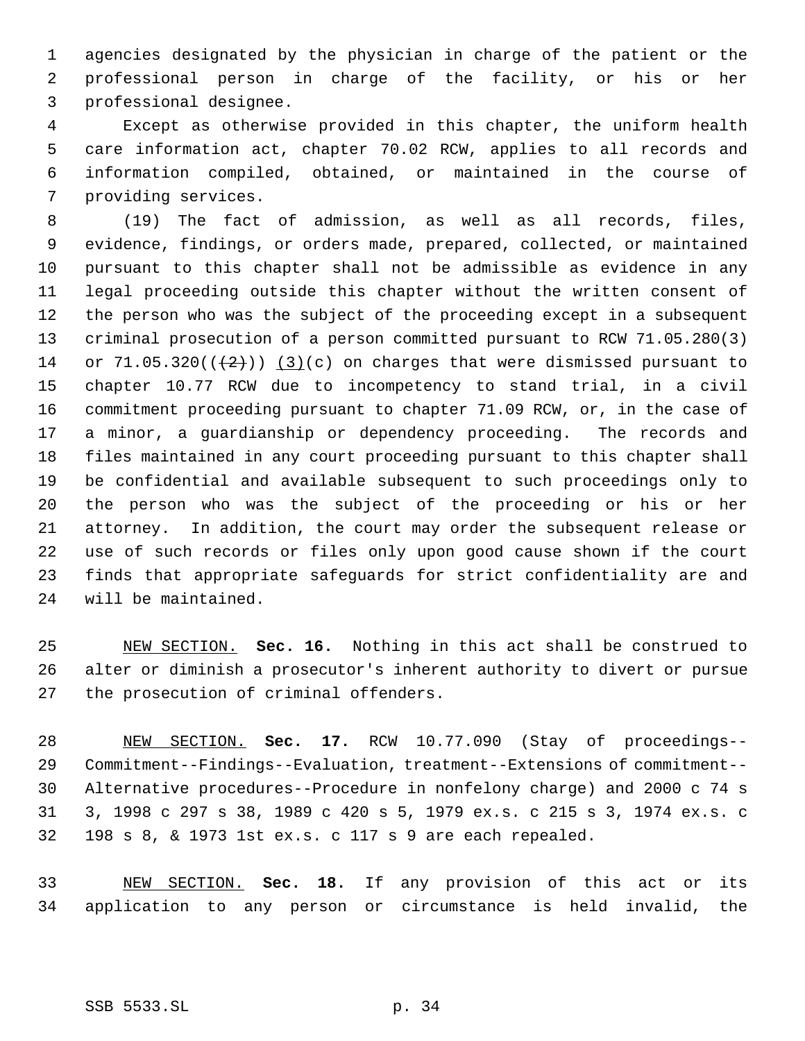agencies designated by the physician in charge of the patient or the professional person in charge of the facility, or his or her professional designee.

Except as otherwise provided in this chapter, the uniform health care information act, chapter 70.02 RCW, applies to all records and information compiled, obtained, or maintained in the course of providing services.

(19) The fact of admission, as well as all records, files, evidence, findings, or orders made, prepared, collected, or maintained pursuant to this chapter shall not be admissible as evidence in any legal proceeding outside this chapter without the written consent of the person who was the subject of the proceeding except in a subsequent criminal prosecution of a person committed pursuant to RCW 71.05.280(3) or 71.05.320((~~(2)~~)) <u>(3)</u>(c) on charges that were dismissed pursuant to chapter 10.77 RCW due to incompetency to stand trial, in a civil commitment proceeding pursuant to chapter 71.09 RCW, or, in the case of a minor, a guardianship or dependency proceeding. The records and files maintained in any court proceeding pursuant to this chapter shall be confidential and available subsequent to such proceedings only to the person who was the subject of the proceeding or his or her attorney. In addition, the court may order the subsequent release or use of such records or files only upon good cause shown if the court finds that appropriate safeguards for strict confidentiality are and will be maintained.

<u>NEW SECTION.</u> **Sec. 16.** Nothing in this act shall be construed to alter or diminish a prosecutor's inherent authority to divert or pursue the prosecution of criminal offenders.

<u>NEW SECTION.</u> **Sec. 17.** RCW 10.77.090 (Stay of proceedings--Commitment--Findings--Evaluation, treatment--Extensions of commitment--Alternative procedures--Procedure in nonfelony charge) and 2000 c 74 s 3, 1998 c 297 s 38, 1989 c 420 s 5, 1979 ex.s. c 215 s 3, 1974 ex.s. c 198 s 8, & 1973 1st ex.s. c 117 s 9 are each repealed.

<u>NEW SECTION.</u> **Sec. 18.** If any provision of this act or its application to any person or circumstance is held invalid, the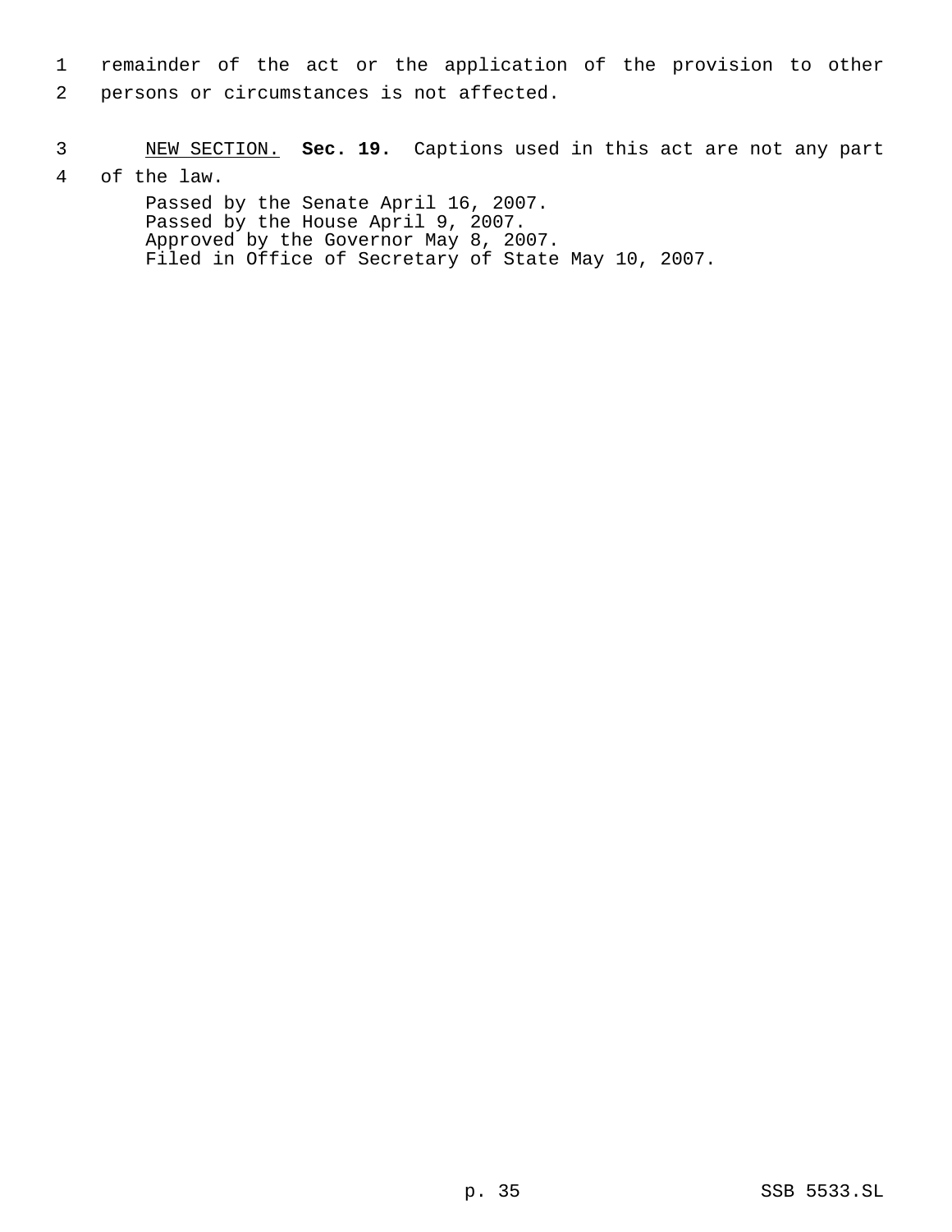remainder of the act or the application of the provision to other persons or circumstances is not affected.

NEW SECTION. **Sec. 19.** Captions used in this act are not any part of the law.

Passed by the Senate April 16, 2007.
Passed by the House April 9, 2007.
Approved by the Governor May 8, 2007.
Filed in Office of Secretary of State May 10, 2007.